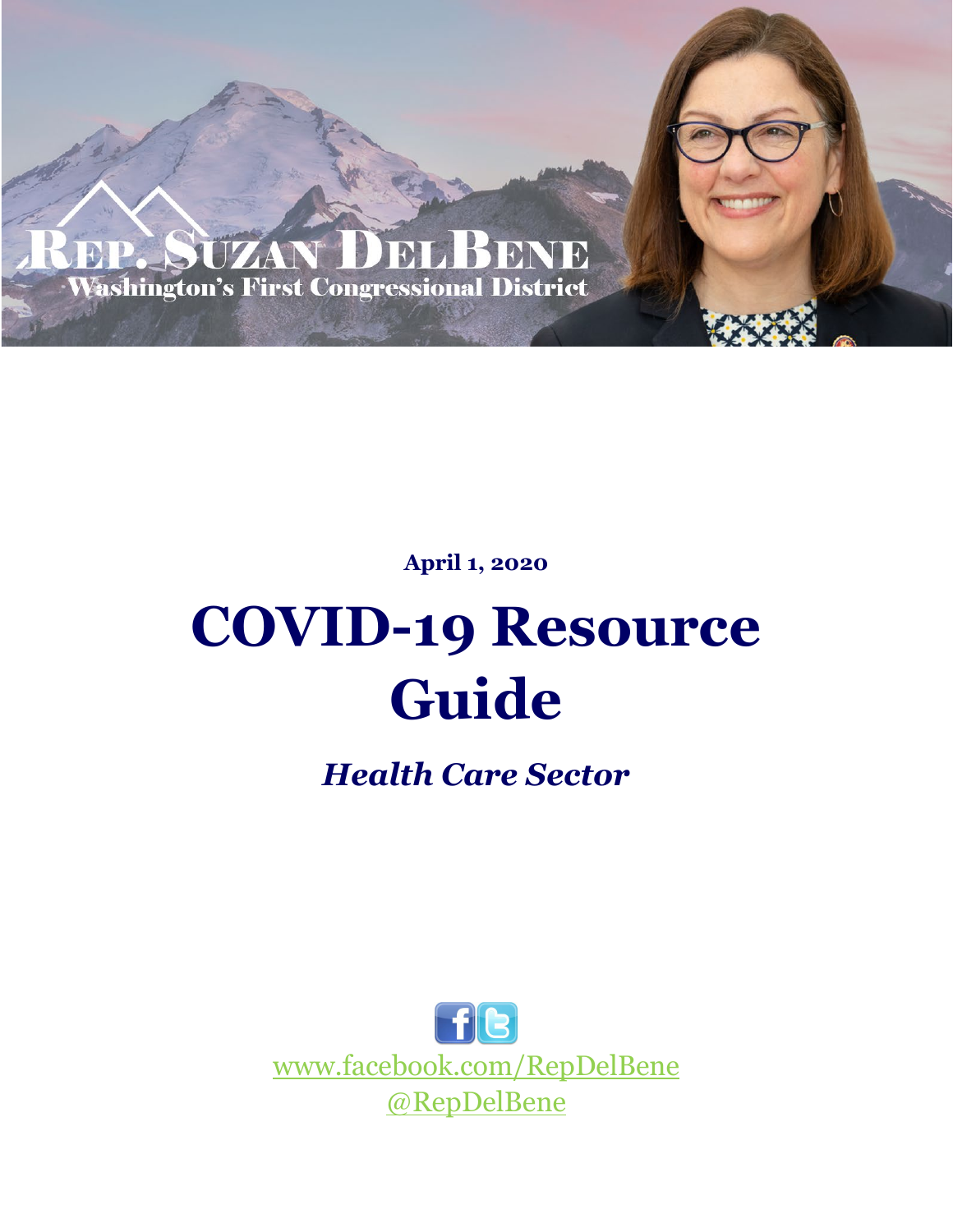Rep. Suzan DelBene
Washington's First Congressional District

**April 1, 2020**

# COVID-19 Resource Guide

## *Health Care Sector*

www.facebook.com/RepDelBene
@RepDelBene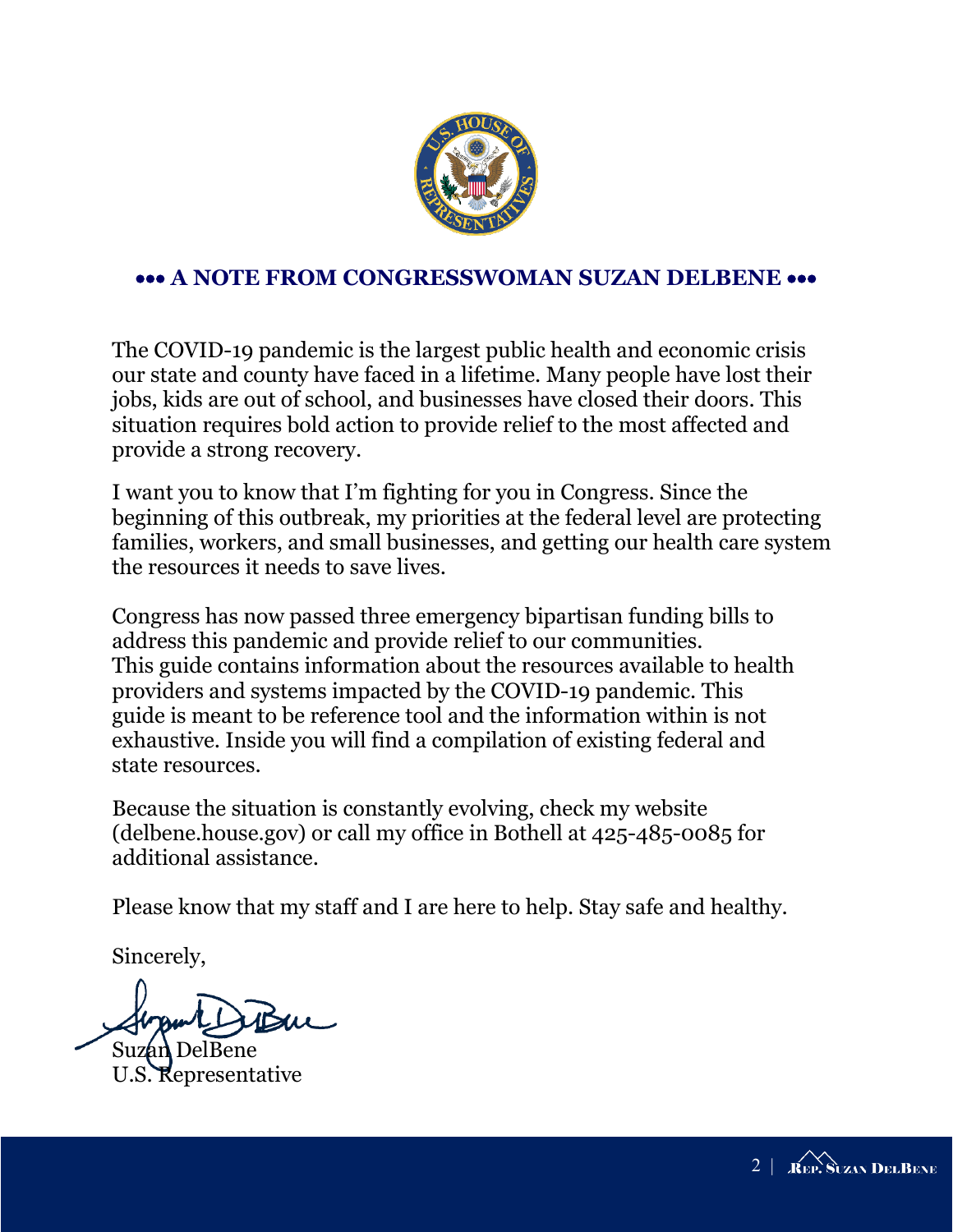## ••• A NOTE FROM CONGRESSWOMAN SUZAN DELBENE •••

The COVID-19 pandemic is the largest public health and economic crisis our state and county have faced in a lifetime. Many people have lost their jobs, kids are out of school, and businesses have closed their doors. This situation requires bold action to provide relief to the most affected and provide a strong recovery.

I want you to know that I'm fighting for you in Congress. Since the beginning of this outbreak, my priorities at the federal level are protecting families, workers, and small businesses, and getting our health care system the resources it needs to save lives.

Congress has now passed three emergency bipartisan funding bills to address this pandemic and provide relief to our communities. This guide contains information about the resources available to health providers and systems impacted by the COVID-19 pandemic. This guide is meant to be reference tool and the information within is not exhaustive. Inside you will find a compilation of existing federal and state resources.

Because the situation is constantly evolving, check my website (delbene.house.gov) or call my office in Bothell at 425-485-0085 for additional assistance.

Please know that my staff and I are here to help. Stay safe and healthy.

Sincerely,

Suzan DelBene
U.S. Representative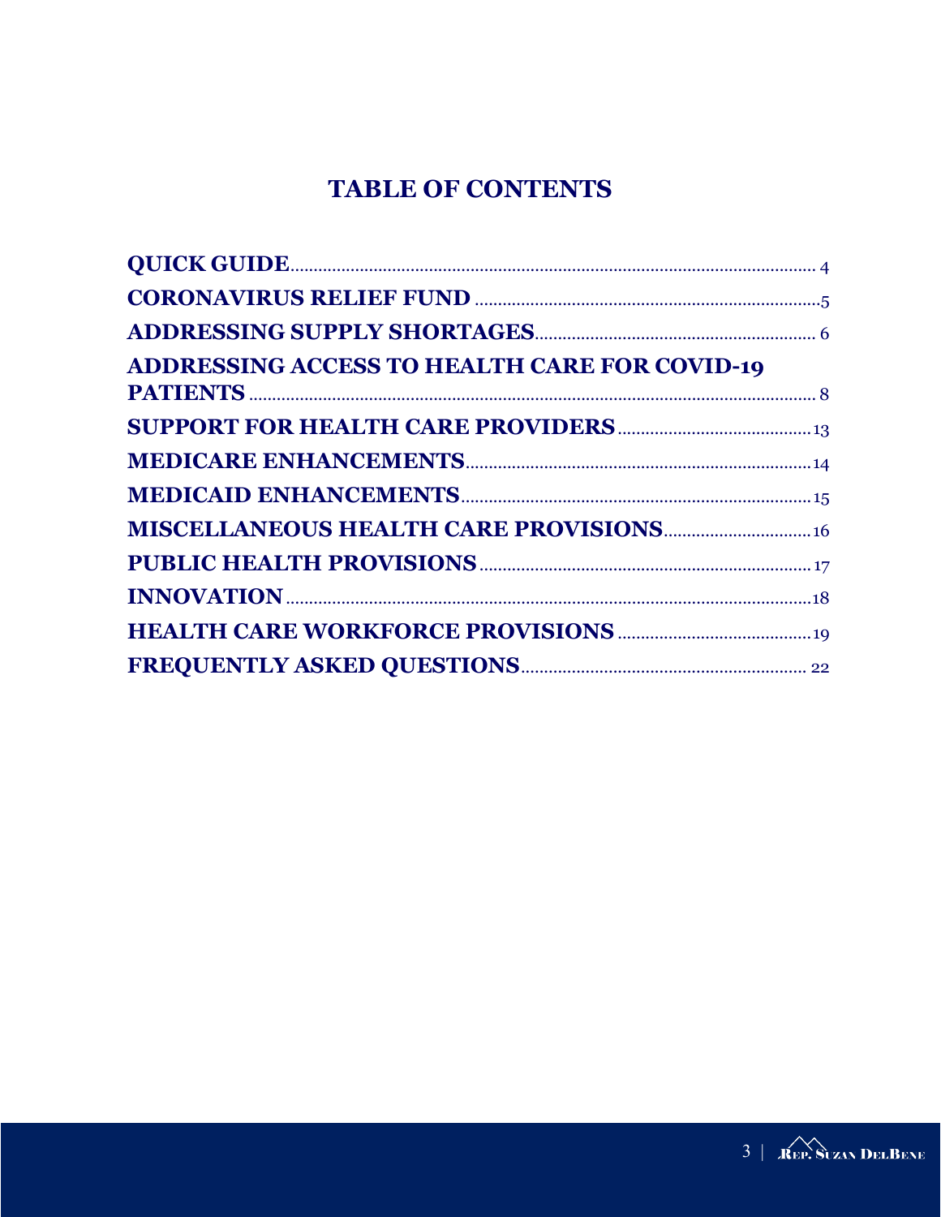# TABLE OF CONTENTS

**QUICK GUIDE** .......... 4
**CORONAVIRUS RELIEF FUND** .......... 5
**ADDRESSING SUPPLY SHORTAGES** .......... 6
**ADDRESSING ACCESS TO HEALTH CARE FOR COVID-19 PATIENTS** .......... 8
**SUPPORT FOR HEALTH CARE PROVIDERS** .......... 13
**MEDICARE ENHANCEMENTS** .......... 14
**MEDICAID ENHANCEMENTS** .......... 15
**MISCELLANEOUS HEALTH CARE PROVISIONS** .......... 16
**PUBLIC HEALTH PROVISIONS** .......... 17
**INNOVATION** .......... 18
**HEALTH CARE WORKFORCE PROVISIONS** .......... 19
**FREQUENTLY ASKED QUESTIONS** .......... 22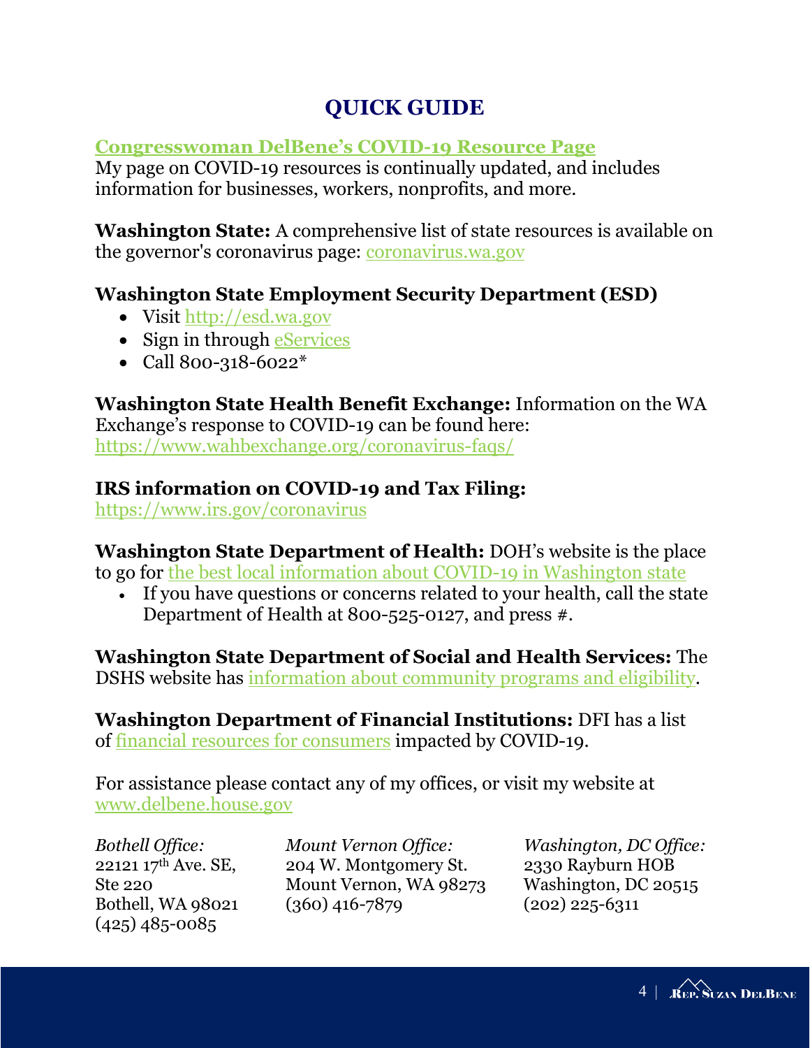# QUICK GUIDE

**Congresswoman DelBene's COVID-19 Resource Page**
My page on COVID-19 resources is continually updated, and includes information for businesses, workers, nonprofits, and more.

**Washington State:** A comprehensive list of state resources is available on the governor's coronavirus page: coronavirus.wa.gov

**Washington State Employment Security Department (ESD)**

- Visit http://esd.wa.gov
- Sign in through eServices
- Call 800-318-6022*

**Washington State Health Benefit Exchange:** Information on the WA Exchange's response to COVID-19 can be found here: https://www.wahbexchange.org/coronavirus-faqs/

**IRS information on COVID-19 and Tax Filing:**
https://www.irs.gov/coronavirus

**Washington State Department of Health:** DOH's website is the place to go for the best local information about COVID-19 in Washington state

- If you have questions or concerns related to your health, call the state Department of Health at 800-525-0127, and press #.

**Washington State Department of Social and Health Services:** The DSHS website has information about community programs and eligibility.

**Washington Department of Financial Institutions:** DFI has a list of financial resources for consumers impacted by COVID-19.

For assistance please contact any of my offices, or visit my website at www.delbene.house.gov

*Bothell Office:*
22121 17th Ave. SE, Ste 220
Bothell, WA 98021
(425) 485-0085

*Mount Vernon Office:*
204 W. Montgomery St.
Mount Vernon, WA 98273
(360) 416-7879

*Washington, DC Office:*
2330 Rayburn HOB
Washington, DC 20515
(202) 225-6311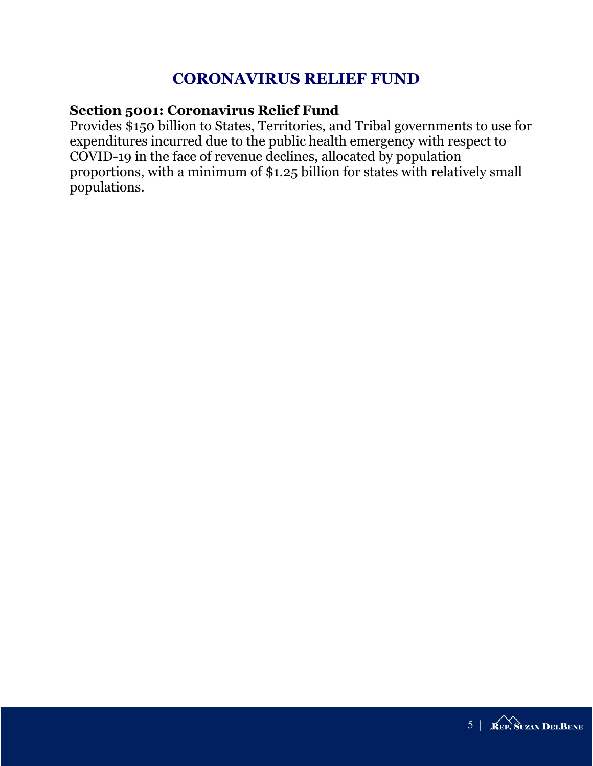# CORONAVIRUS RELIEF FUND

**Section 5001: Coronavirus Relief Fund**

Provides $150 billion to States, Territories, and Tribal governments to use for expenditures incurred due to the public health emergency with respect to COVID-19 in the face of revenue declines, allocated by population proportions, with a minimum of $1.25 billion for states with relatively small populations.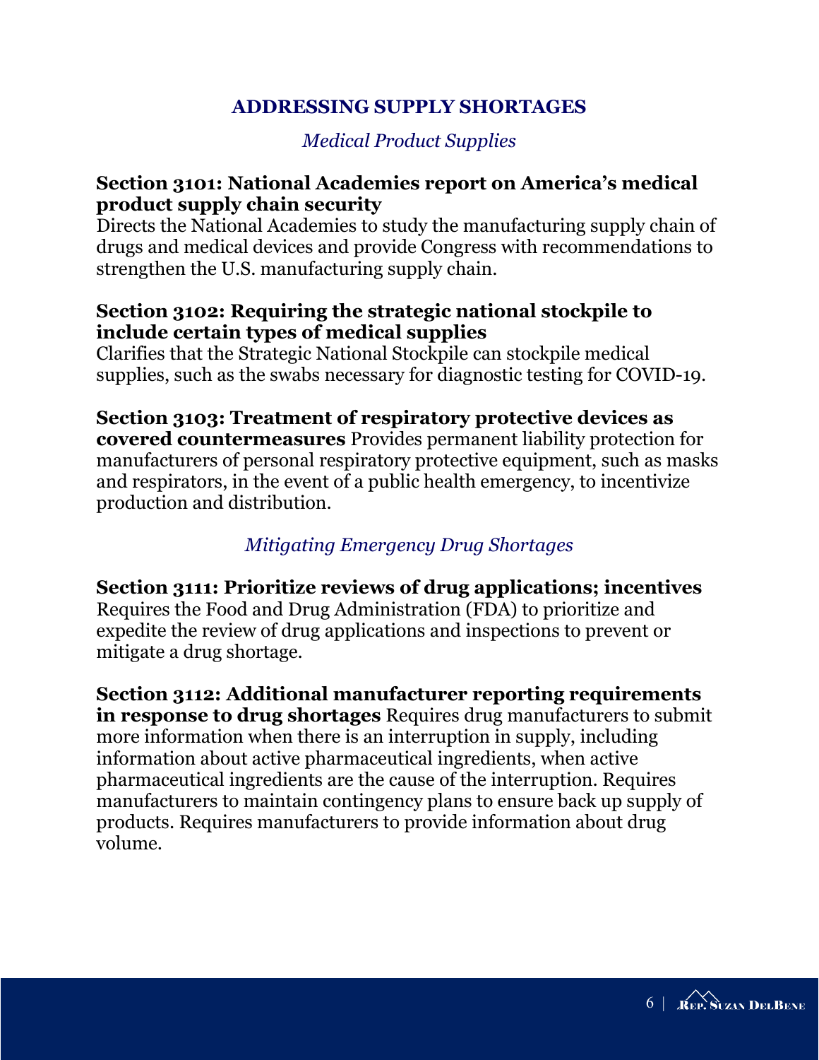## ADDRESSING SUPPLY SHORTAGES

### *Medical Product Supplies*

**Section 3101: National Academies report on America's medical product supply chain security**
Directs the National Academies to study the manufacturing supply chain of drugs and medical devices and provide Congress with recommendations to strengthen the U.S. manufacturing supply chain.

**Section 3102: Requiring the strategic national stockpile to include certain types of medical supplies**
Clarifies that the Strategic National Stockpile can stockpile medical supplies, such as the swabs necessary for diagnostic testing for COVID-19.

**Section 3103: Treatment of respiratory protective devices as covered countermeasures** Provides permanent liability protection for manufacturers of personal respiratory protective equipment, such as masks and respirators, in the event of a public health emergency, to incentivize production and distribution.

### *Mitigating Emergency Drug Shortages*

**Section 3111: Prioritize reviews of drug applications; incentives**
Requires the Food and Drug Administration (FDA) to prioritize and expedite the review of drug applications and inspections to prevent or mitigate a drug shortage.

**Section 3112: Additional manufacturer reporting requirements in response to drug shortages** Requires drug manufacturers to submit more information when there is an interruption in supply, including information about active pharmaceutical ingredients, when active pharmaceutical ingredients are the cause of the interruption. Requires manufacturers to maintain contingency plans to ensure back up supply of products. Requires manufacturers to provide information about drug volume.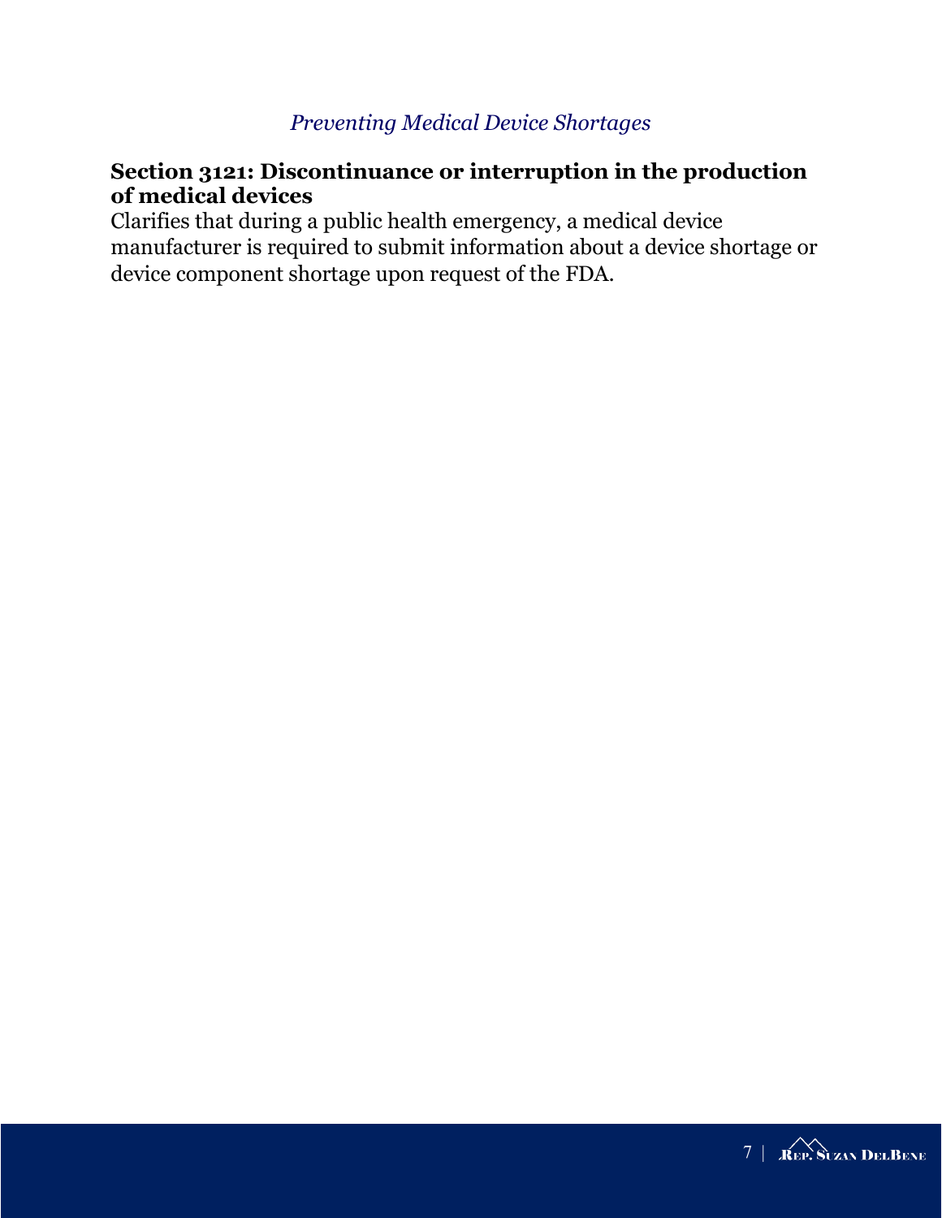*Preventing Medical Device Shortages*

**Section 3121: Discontinuance or interruption in the production of medical devices**

Clarifies that during a public health emergency, a medical device manufacturer is required to submit information about a device shortage or device component shortage upon request of the FDA.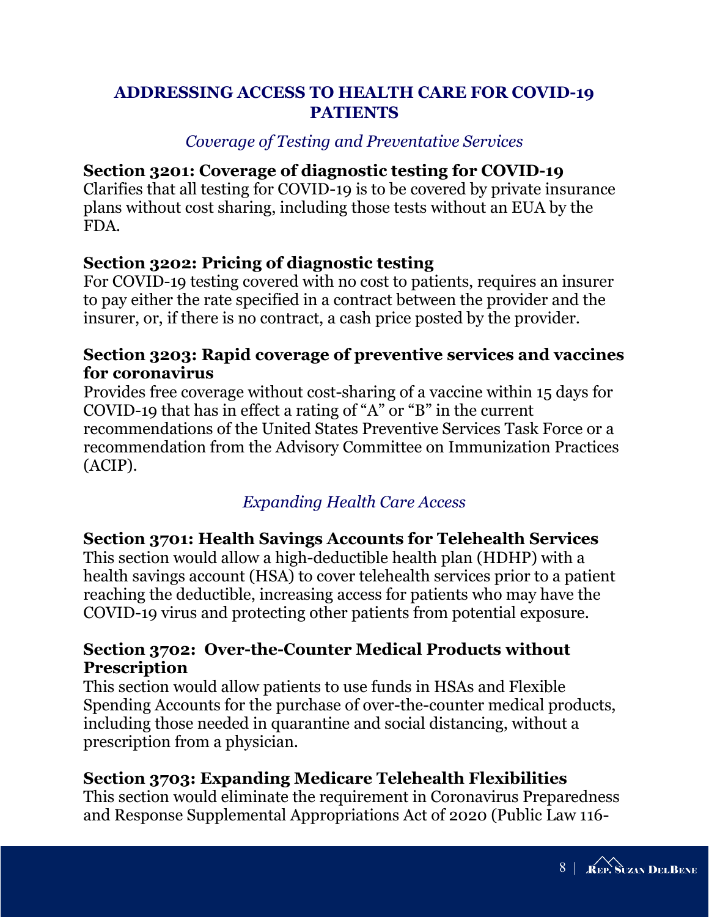## ADDRESSING ACCESS TO HEALTH CARE FOR COVID-19 PATIENTS

*Coverage of Testing and Preventative Services*

**Section 3201: Coverage of diagnostic testing for COVID-19**
Clarifies that all testing for COVID-19 is to be covered by private insurance plans without cost sharing, including those tests without an EUA by the FDA.

**Section 3202: Pricing of diagnostic testing**
For COVID-19 testing covered with no cost to patients, requires an insurer to pay either the rate specified in a contract between the provider and the insurer, or, if there is no contract, a cash price posted by the provider.

**Section 3203: Rapid coverage of preventive services and vaccines for coronavirus**
Provides free coverage without cost-sharing of a vaccine within 15 days for COVID-19 that has in effect a rating of "A" or "B" in the current recommendations of the United States Preventive Services Task Force or a recommendation from the Advisory Committee on Immunization Practices (ACIP).

*Expanding Health Care Access*

**Section 3701: Health Savings Accounts for Telehealth Services**
This section would allow a high-deductible health plan (HDHP) with a health savings account (HSA) to cover telehealth services prior to a patient reaching the deductible, increasing access for patients who may have the COVID-19 virus and protecting other patients from potential exposure.

**Section 3702: Over-the-Counter Medical Products without Prescription**
This section would allow patients to use funds in HSAs and Flexible Spending Accounts for the purchase of over-the-counter medical products, including those needed in quarantine and social distancing, without a prescription from a physician.

**Section 3703: Expanding Medicare Telehealth Flexibilities**
This section would eliminate the requirement in Coronavirus Preparedness and Response Supplemental Appropriations Act of 2020 (Public Law 116-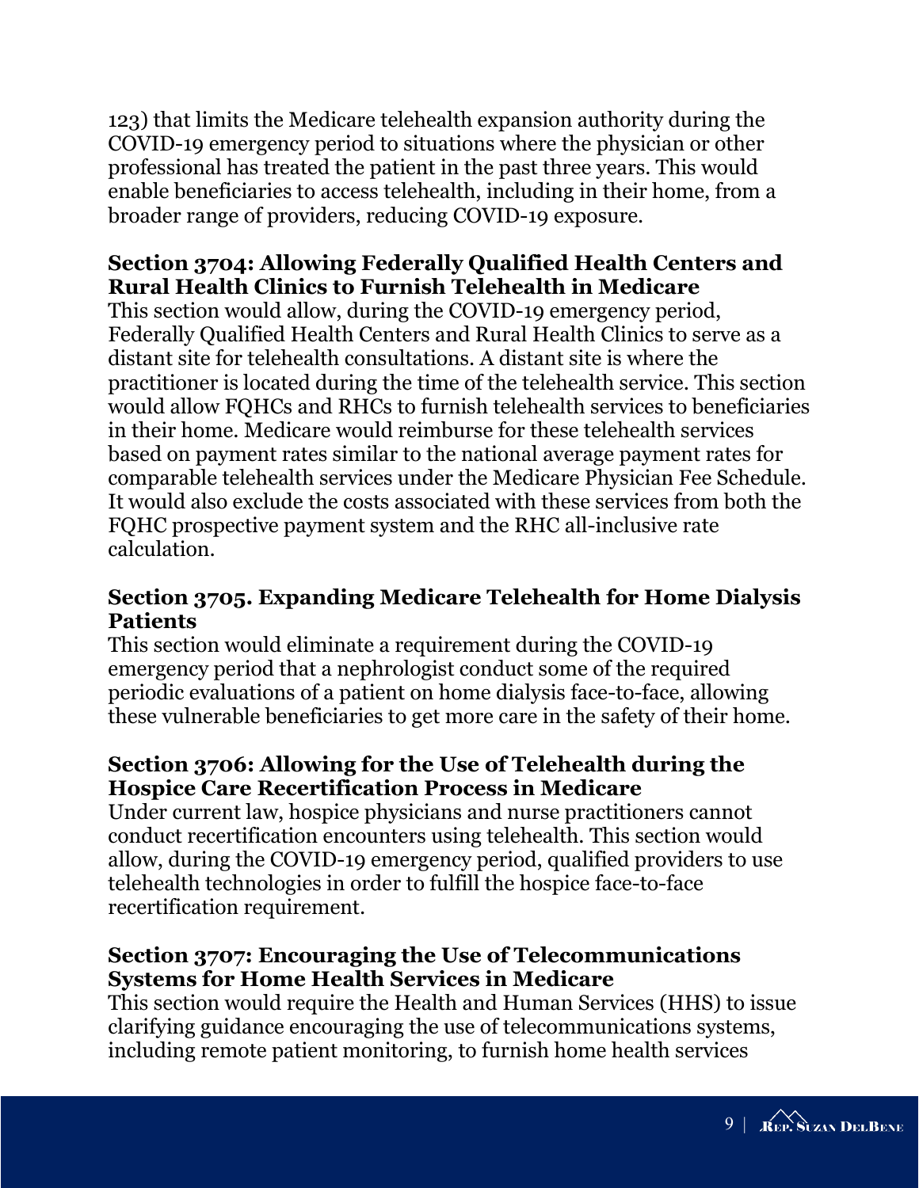123) that limits the Medicare telehealth expansion authority during the COVID-19 emergency period to situations where the physician or other professional has treated the patient in the past three years. This would enable beneficiaries to access telehealth, including in their home, from a broader range of providers, reducing COVID-19 exposure.

### Section 3704: Allowing Federally Qualified Health Centers and Rural Health Clinics to Furnish Telehealth in Medicare

This section would allow, during the COVID-19 emergency period, Federally Qualified Health Centers and Rural Health Clinics to serve as a distant site for telehealth consultations. A distant site is where the practitioner is located during the time of the telehealth service. This section would allow FQHCs and RHCs to furnish telehealth services to beneficiaries in their home. Medicare would reimburse for these telehealth services based on payment rates similar to the national average payment rates for comparable telehealth services under the Medicare Physician Fee Schedule. It would also exclude the costs associated with these services from both the FQHC prospective payment system and the RHC all-inclusive rate calculation.

### Section 3705. Expanding Medicare Telehealth for Home Dialysis Patients

This section would eliminate a requirement during the COVID-19 emergency period that a nephrologist conduct some of the required periodic evaluations of a patient on home dialysis face-to-face, allowing these vulnerable beneficiaries to get more care in the safety of their home.

### Section 3706: Allowing for the Use of Telehealth during the Hospice Care Recertification Process in Medicare

Under current law, hospice physicians and nurse practitioners cannot conduct recertification encounters using telehealth. This section would allow, during the COVID-19 emergency period, qualified providers to use telehealth technologies in order to fulfill the hospice face-to-face recertification requirement.

### Section 3707: Encouraging the Use of Telecommunications Systems for Home Health Services in Medicare

This section would require the Health and Human Services (HHS) to issue clarifying guidance encouraging the use of telecommunications systems, including remote patient monitoring, to furnish home health services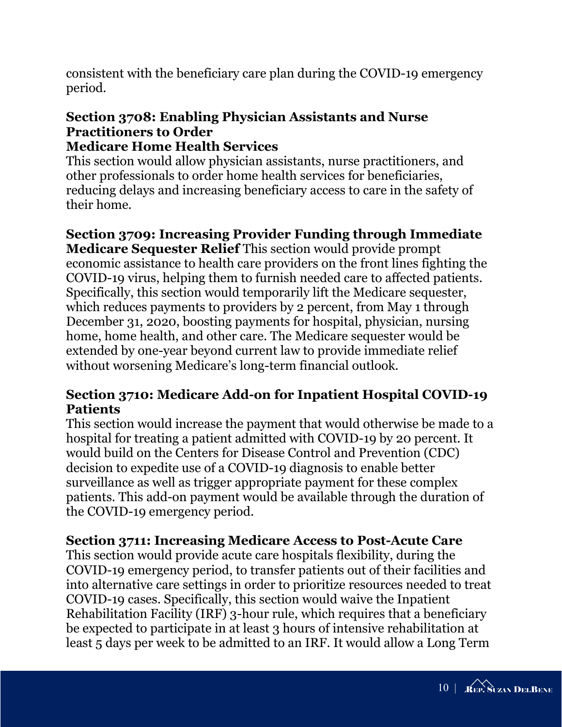consistent with the beneficiary care plan during the COVID-19 emergency period.

### Section 3708: Enabling Physician Assistants and Nurse Practitioners to Order Medicare Home Health Services

This section would allow physician assistants, nurse practitioners, and other professionals to order home health services for beneficiaries, reducing delays and increasing beneficiary access to care in the safety of their home.

**Section 3709: Increasing Provider Funding through Immediate Medicare Sequester Relief** This section would provide prompt economic assistance to health care providers on the front lines fighting the COVID-19 virus, helping them to furnish needed care to affected patients. Specifically, this section would temporarily lift the Medicare sequester, which reduces payments to providers by 2 percent, from May 1 through December 31, 2020, boosting payments for hospital, physician, nursing home, home health, and other care. The Medicare sequester would be extended by one-year beyond current law to provide immediate relief without worsening Medicare's long-term financial outlook.

### Section 3710: Medicare Add-on for Inpatient Hospital COVID-19 Patients

This section would increase the payment that would otherwise be made to a hospital for treating a patient admitted with COVID-19 by 20 percent. It would build on the Centers for Disease Control and Prevention (CDC) decision to expedite use of a COVID-19 diagnosis to enable better surveillance as well as trigger appropriate payment for these complex patients. This add-on payment would be available through the duration of the COVID-19 emergency period.

### Section 3711: Increasing Medicare Access to Post-Acute Care

This section would provide acute care hospitals flexibility, during the COVID-19 emergency period, to transfer patients out of their facilities and into alternative care settings in order to prioritize resources needed to treat COVID-19 cases. Specifically, this section would waive the Inpatient Rehabilitation Facility (IRF) 3-hour rule, which requires that a beneficiary be expected to participate in at least 3 hours of intensive rehabilitation at least 5 days per week to be admitted to an IRF. It would allow a Long Term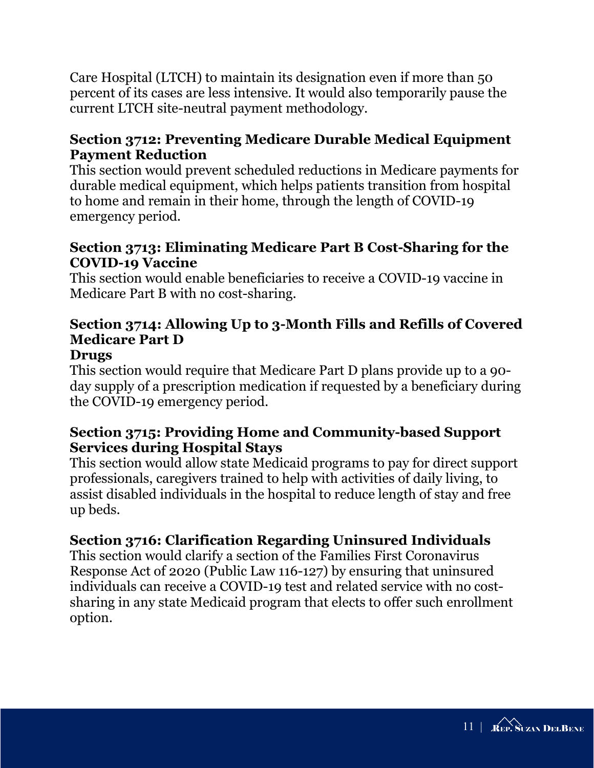Care Hospital (LTCH) to maintain its designation even if more than 50 percent of its cases are less intensive. It would also temporarily pause the current LTCH site-neutral payment methodology.

### Section 3712: Preventing Medicare Durable Medical Equipment Payment Reduction

This section would prevent scheduled reductions in Medicare payments for durable medical equipment, which helps patients transition from hospital to home and remain in their home, through the length of COVID-19 emergency period.

### Section 3713: Eliminating Medicare Part B Cost-Sharing for the COVID-19 Vaccine

This section would enable beneficiaries to receive a COVID-19 vaccine in Medicare Part B with no cost-sharing.

### Section 3714: Allowing Up to 3-Month Fills and Refills of Covered Medicare Part D Drugs

This section would require that Medicare Part D plans provide up to a 90-day supply of a prescription medication if requested by a beneficiary during the COVID-19 emergency period.

### Section 3715: Providing Home and Community-based Support Services during Hospital Stays

This section would allow state Medicaid programs to pay for direct support professionals, caregivers trained to help with activities of daily living, to assist disabled individuals in the hospital to reduce length of stay and free up beds.

### Section 3716: Clarification Regarding Uninsured Individuals

This section would clarify a section of the Families First Coronavirus Response Act of 2020 (Public Law 116-127) by ensuring that uninsured individuals can receive a COVID-19 test and related service with no cost-sharing in any state Medicaid program that elects to offer such enrollment option.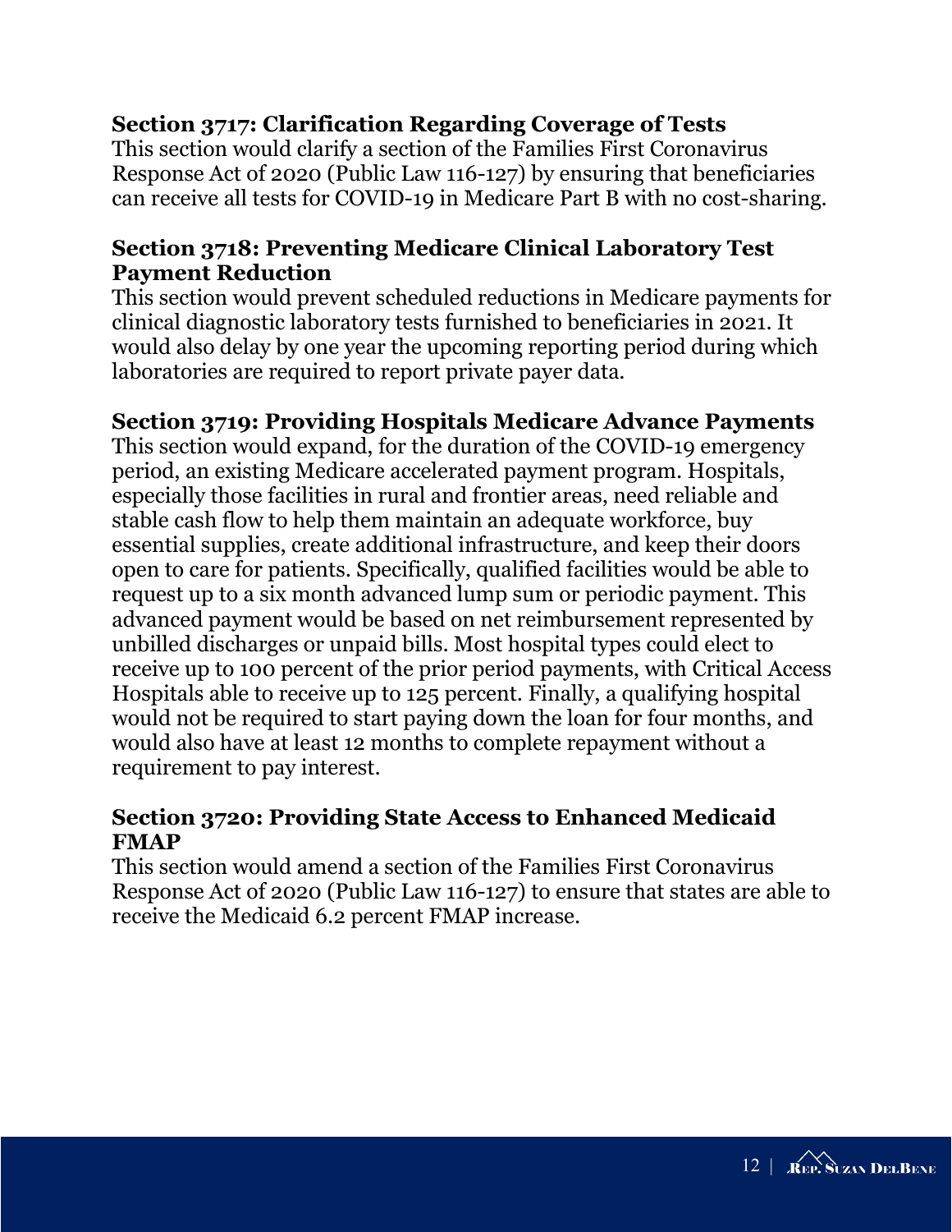**Section 3717: Clarification Regarding Coverage of Tests**
This section would clarify a section of the Families First Coronavirus Response Act of 2020 (Public Law 116-127) by ensuring that beneficiaries can receive all tests for COVID-19 in Medicare Part B with no cost-sharing.

**Section 3718: Preventing Medicare Clinical Laboratory Test Payment Reduction**
This section would prevent scheduled reductions in Medicare payments for clinical diagnostic laboratory tests furnished to beneficiaries in 2021. It would also delay by one year the upcoming reporting period during which laboratories are required to report private payer data.

**Section 3719: Providing Hospitals Medicare Advance Payments**
This section would expand, for the duration of the COVID-19 emergency period, an existing Medicare accelerated payment program. Hospitals, especially those facilities in rural and frontier areas, need reliable and stable cash flow to help them maintain an adequate workforce, buy essential supplies, create additional infrastructure, and keep their doors open to care for patients. Specifically, qualified facilities would be able to request up to a six month advanced lump sum or periodic payment. This advanced payment would be based on net reimbursement represented by unbilled discharges or unpaid bills. Most hospital types could elect to receive up to 100 percent of the prior period payments, with Critical Access Hospitals able to receive up to 125 percent. Finally, a qualifying hospital would not be required to start paying down the loan for four months, and would also have at least 12 months to complete repayment without a requirement to pay interest.

**Section 3720: Providing State Access to Enhanced Medicaid FMAP**
This section would amend a section of the Families First Coronavirus Response Act of 2020 (Public Law 116-127) to ensure that states are able to receive the Medicaid 6.2 percent FMAP increase.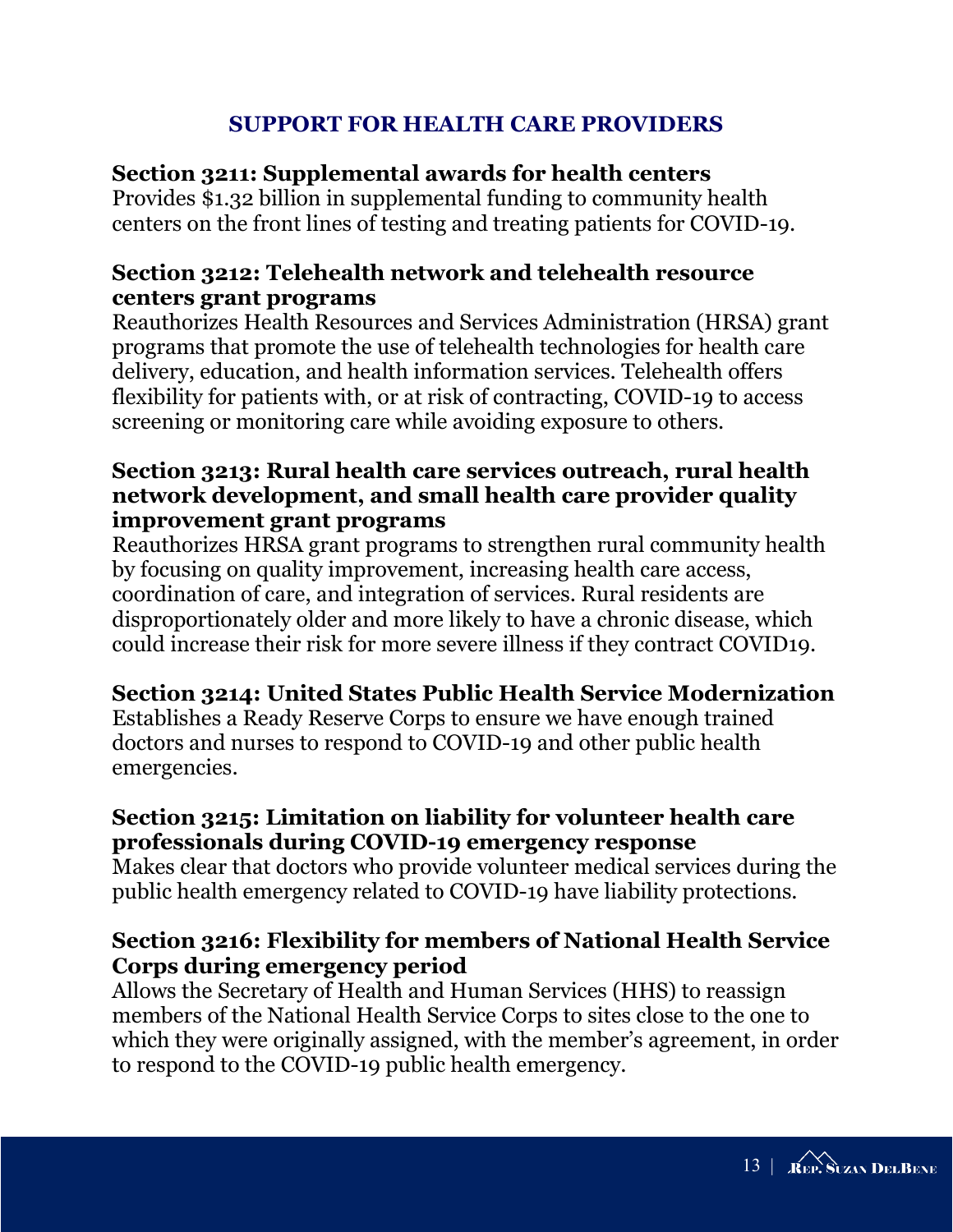## SUPPORT FOR HEALTH CARE PROVIDERS

**Section 3211: Supplemental awards for health centers**
Provides $1.32 billion in supplemental funding to community health centers on the front lines of testing and treating patients for COVID-19.

**Section 3212: Telehealth network and telehealth resource centers grant programs**
Reauthorizes Health Resources and Services Administration (HRSA) grant programs that promote the use of telehealth technologies for health care delivery, education, and health information services. Telehealth offers flexibility for patients with, or at risk of contracting, COVID-19 to access screening or monitoring care while avoiding exposure to others.

**Section 3213: Rural health care services outreach, rural health network development, and small health care provider quality improvement grant programs**
Reauthorizes HRSA grant programs to strengthen rural community health by focusing on quality improvement, increasing health care access, coordination of care, and integration of services. Rural residents are disproportionately older and more likely to have a chronic disease, which could increase their risk for more severe illness if they contract COVID19.

**Section 3214: United States Public Health Service Modernization**
Establishes a Ready Reserve Corps to ensure we have enough trained doctors and nurses to respond to COVID-19 and other public health emergencies.

**Section 3215: Limitation on liability for volunteer health care professionals during COVID-19 emergency response**
Makes clear that doctors who provide volunteer medical services during the public health emergency related to COVID-19 have liability protections.

**Section 3216: Flexibility for members of National Health Service Corps during emergency period**
Allows the Secretary of Health and Human Services (HHS) to reassign members of the National Health Service Corps to sites close to the one to which they were originally assigned, with the member's agreement, in order to respond to the COVID-19 public health emergency.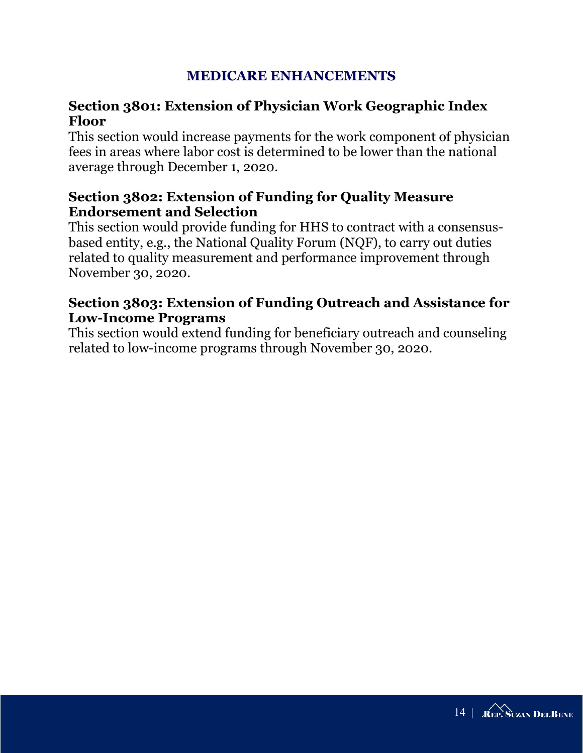## MEDICARE ENHANCEMENTS

### Section 3801: Extension of Physician Work Geographic Index Floor

This section would increase payments for the work component of physician fees in areas where labor cost is determined to be lower than the national average through December 1, 2020.

### Section 3802: Extension of Funding for Quality Measure Endorsement and Selection

This section would provide funding for HHS to contract with a consensus-based entity, e.g., the National Quality Forum (NQF), to carry out duties related to quality measurement and performance improvement through November 30, 2020.

### Section 3803: Extension of Funding Outreach and Assistance for Low-Income Programs

This section would extend funding for beneficiary outreach and counseling related to low-income programs through November 30, 2020.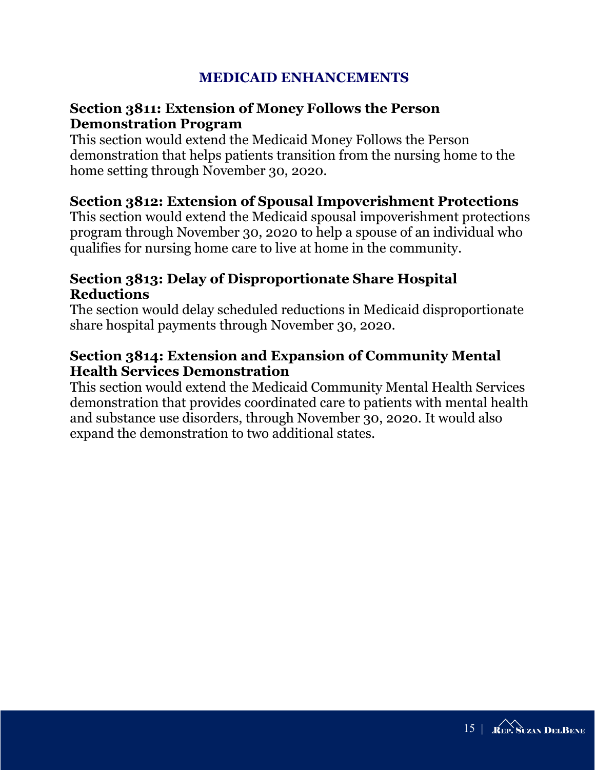## MEDICAID ENHANCEMENTS

### Section 3811: Extension of Money Follows the Person Demonstration Program

This section would extend the Medicaid Money Follows the Person demonstration that helps patients transition from the nursing home to the home setting through November 30, 2020.

### Section 3812: Extension of Spousal Impoverishment Protections

This section would extend the Medicaid spousal impoverishment protections program through November 30, 2020 to help a spouse of an individual who qualifies for nursing home care to live at home in the community.

### Section 3813: Delay of Disproportionate Share Hospital Reductions

The section would delay scheduled reductions in Medicaid disproportionate share hospital payments through November 30, 2020.

### Section 3814: Extension and Expansion of Community Mental Health Services Demonstration

This section would extend the Medicaid Community Mental Health Services demonstration that provides coordinated care to patients with mental health and substance use disorders, through November 30, 2020. It would also expand the demonstration to two additional states.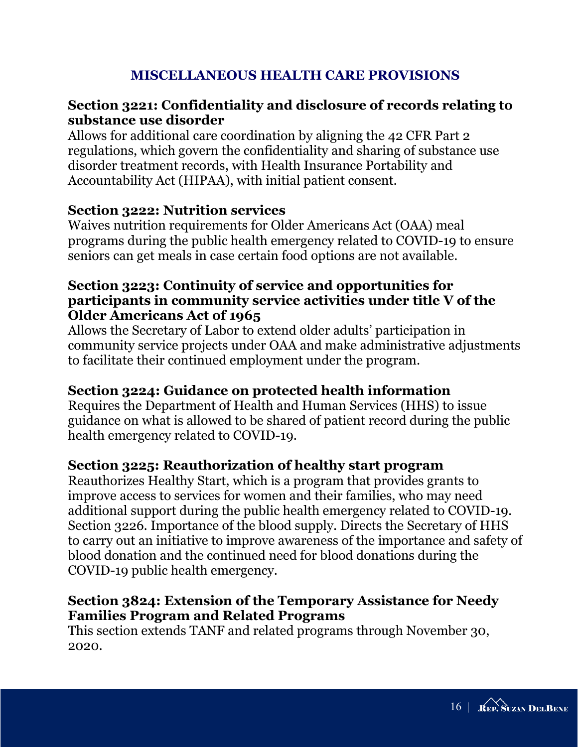## MISCELLANEOUS HEALTH CARE PROVISIONS

**Section 3221: Confidentiality and disclosure of records relating to substance use disorder**

Allows for additional care coordination by aligning the 42 CFR Part 2 regulations, which govern the confidentiality and sharing of substance use disorder treatment records, with Health Insurance Portability and Accountability Act (HIPAA), with initial patient consent.

**Section 3222: Nutrition services**

Waives nutrition requirements for Older Americans Act (OAA) meal programs during the public health emergency related to COVID-19 to ensure seniors can get meals in case certain food options are not available.

**Section 3223: Continuity of service and opportunities for participants in community service activities under title V of the Older Americans Act of 1965**

Allows the Secretary of Labor to extend older adults' participation in community service projects under OAA and make administrative adjustments to facilitate their continued employment under the program.

**Section 3224: Guidance on protected health information**

Requires the Department of Health and Human Services (HHS) to issue guidance on what is allowed to be shared of patient record during the public health emergency related to COVID-19.

**Section 3225: Reauthorization of healthy start program**

Reauthorizes Healthy Start, which is a program that provides grants to improve access to services for women and their families, who may need additional support during the public health emergency related to COVID-19. Section 3226. Importance of the blood supply. Directs the Secretary of HHS to carry out an initiative to improve awareness of the importance and safety of blood donation and the continued need for blood donations during the COVID-19 public health emergency.

**Section 3824: Extension of the Temporary Assistance for Needy Families Program and Related Programs**

This section extends TANF and related programs through November 30, 2020.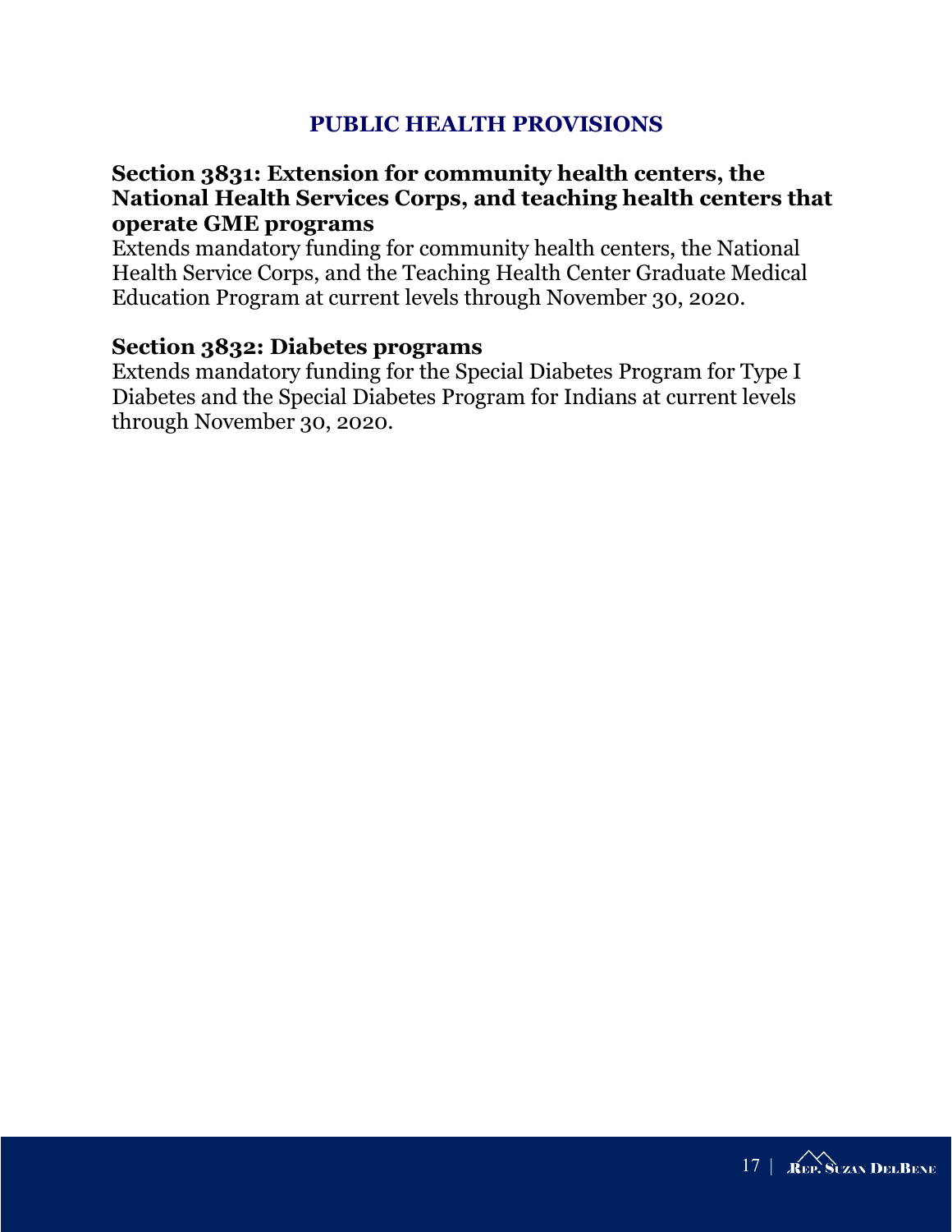## PUBLIC HEALTH PROVISIONS

### Section 3831: Extension for community health centers, the National Health Services Corps, and teaching health centers that operate GME programs

Extends mandatory funding for community health centers, the National Health Service Corps, and the Teaching Health Center Graduate Medical Education Program at current levels through November 30, 2020.

### Section 3832: Diabetes programs

Extends mandatory funding for the Special Diabetes Program for Type I Diabetes and the Special Diabetes Program for Indians at current levels through November 30, 2020.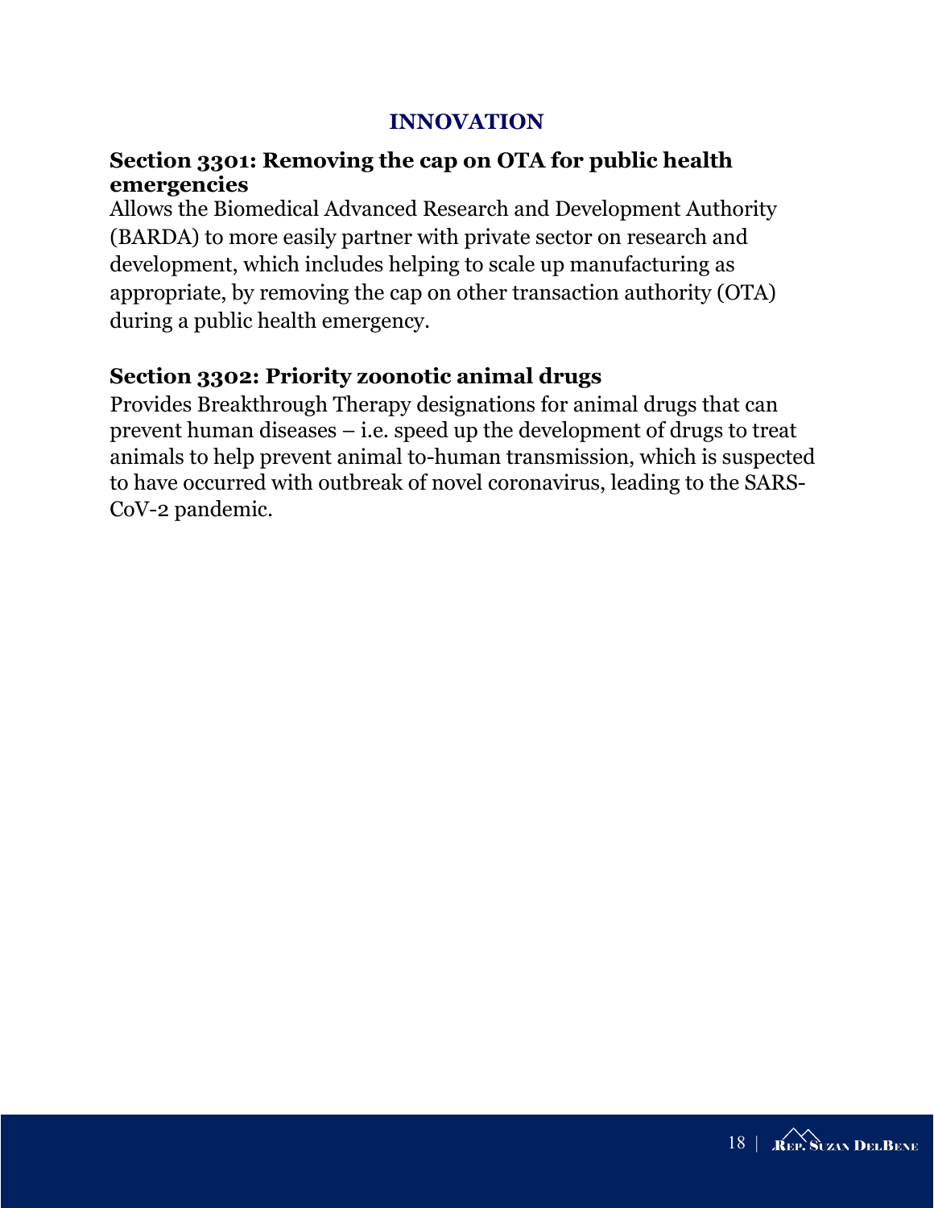## INNOVATION

### Section 3301: Removing the cap on OTA for public health emergencies

Allows the Biomedical Advanced Research and Development Authority (BARDA) to more easily partner with private sector on research and development, which includes helping to scale up manufacturing as appropriate, by removing the cap on other transaction authority (OTA) during a public health emergency.

### Section 3302: Priority zoonotic animal drugs

Provides Breakthrough Therapy designations for animal drugs that can prevent human diseases – i.e. speed up the development of drugs to treat animals to help prevent animal to-human transmission, which is suspected to have occurred with outbreak of novel coronavirus, leading to the SARS-CoV-2 pandemic.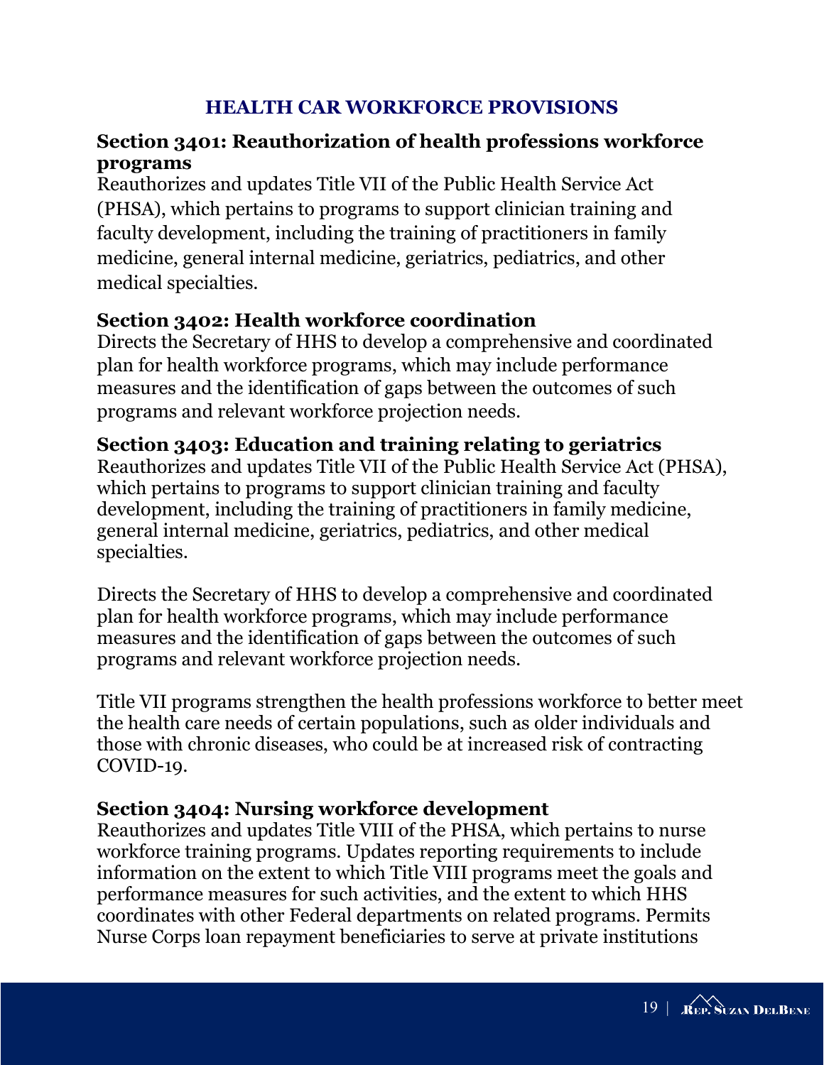## HEALTH CAR WORKFORCE PROVISIONS

### Section 3401: Reauthorization of health professions workforce programs

Reauthorizes and updates Title VII of the Public Health Service Act (PHSA), which pertains to programs to support clinician training and faculty development, including the training of practitioners in family medicine, general internal medicine, geriatrics, pediatrics, and other medical specialties.

### Section 3402: Health workforce coordination

Directs the Secretary of HHS to develop a comprehensive and coordinated plan for health workforce programs, which may include performance measures and the identification of gaps between the outcomes of such programs and relevant workforce projection needs.

### Section 3403: Education and training relating to geriatrics

Reauthorizes and updates Title VII of the Public Health Service Act (PHSA), which pertains to programs to support clinician training and faculty development, including the training of practitioners in family medicine, general internal medicine, geriatrics, pediatrics, and other medical specialties.

Directs the Secretary of HHS to develop a comprehensive and coordinated plan for health workforce programs, which may include performance measures and the identification of gaps between the outcomes of such programs and relevant workforce projection needs.

Title VII programs strengthen the health professions workforce to better meet the health care needs of certain populations, such as older individuals and those with chronic diseases, who could be at increased risk of contracting COVID-19.

### Section 3404: Nursing workforce development

Reauthorizes and updates Title VIII of the PHSA, which pertains to nurse workforce training programs. Updates reporting requirements to include information on the extent to which Title VIII programs meet the goals and performance measures for such activities, and the extent to which HHS coordinates with other Federal departments on related programs. Permits Nurse Corps loan repayment beneficiaries to serve at private institutions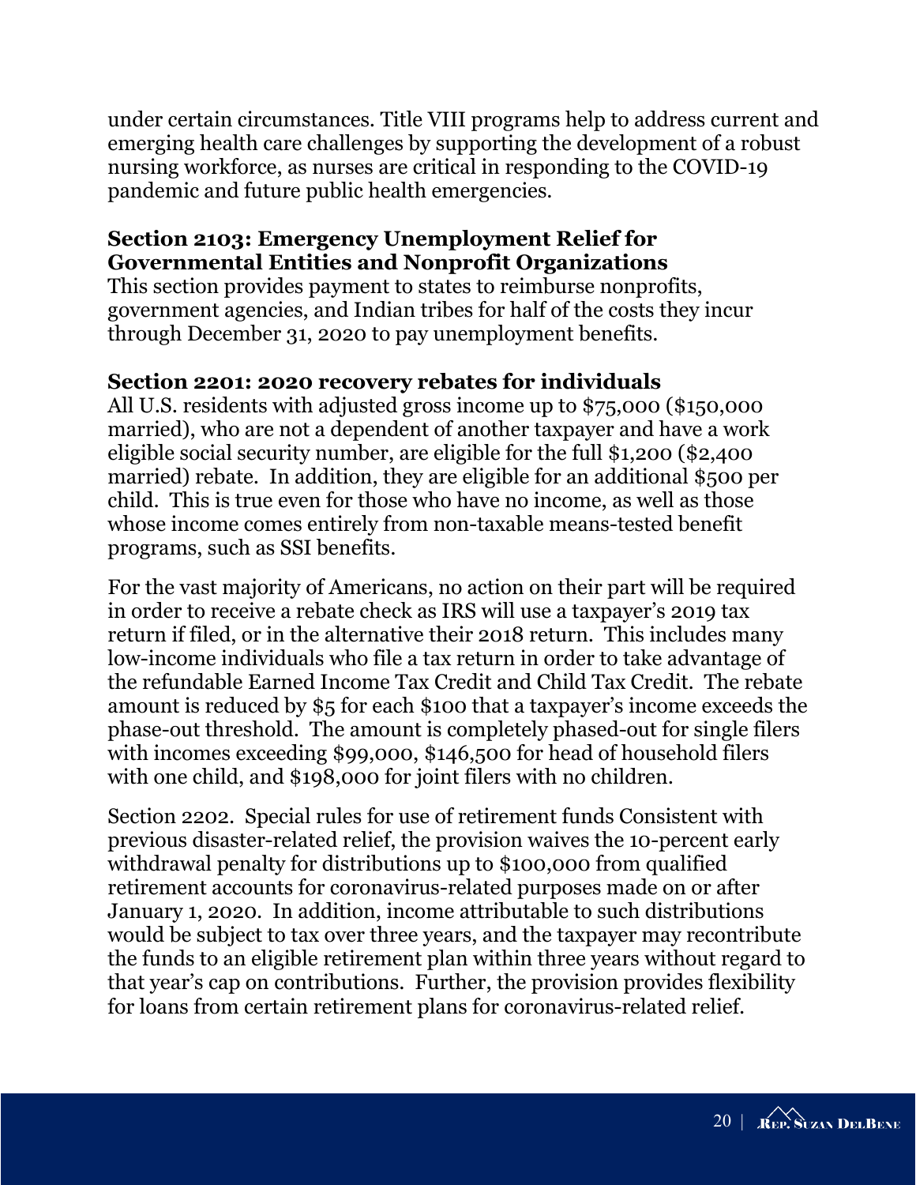under certain circumstances. Title VIII programs help to address current and emerging health care challenges by supporting the development of a robust nursing workforce, as nurses are critical in responding to the COVID-19 pandemic and future public health emergencies.

**Section 2103: Emergency Unemployment Relief for Governmental Entities and Nonprofit Organizations**

This section provides payment to states to reimburse nonprofits, government agencies, and Indian tribes for half of the costs they incur through December 31, 2020 to pay unemployment benefits.

**Section 2201: 2020 recovery rebates for individuals**

All U.S. residents with adjusted gross income up to $75,000 ($150,000 married), who are not a dependent of another taxpayer and have a work eligible social security number, are eligible for the full $1,200 ($2,400 married) rebate. In addition, they are eligible for an additional $500 per child. This is true even for those who have no income, as well as those whose income comes entirely from non-taxable means-tested benefit programs, such as SSI benefits.

For the vast majority of Americans, no action on their part will be required in order to receive a rebate check as IRS will use a taxpayer's 2019 tax return if filed, or in the alternative their 2018 return. This includes many low-income individuals who file a tax return in order to take advantage of the refundable Earned Income Tax Credit and Child Tax Credit. The rebate amount is reduced by $5 for each $100 that a taxpayer's income exceeds the phase-out threshold. The amount is completely phased-out for single filers with incomes exceeding $99,000, $146,500 for head of household filers with one child, and $198,000 for joint filers with no children.

Section 2202. Special rules for use of retirement funds Consistent with previous disaster-related relief, the provision waives the 10-percent early withdrawal penalty for distributions up to $100,000 from qualified retirement accounts for coronavirus-related purposes made on or after January 1, 2020. In addition, income attributable to such distributions would be subject to tax over three years, and the taxpayer may recontribute the funds to an eligible retirement plan within three years without regard to that year's cap on contributions. Further, the provision provides flexibility for loans from certain retirement plans for coronavirus-related relief.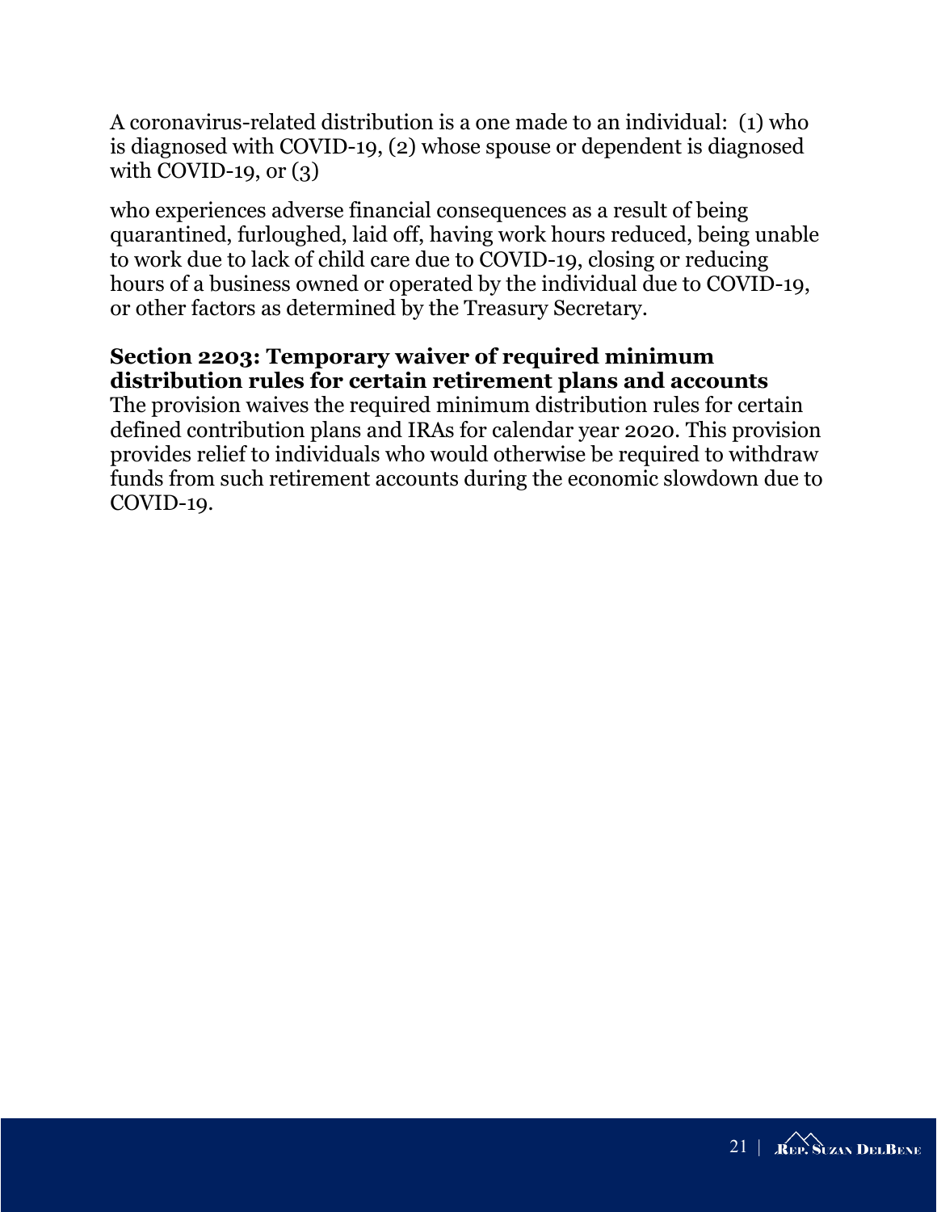A coronavirus-related distribution is a one made to an individual: (1) who is diagnosed with COVID-19, (2) whose spouse or dependent is diagnosed with COVID-19, or (3)

who experiences adverse financial consequences as a result of being quarantined, furloughed, laid off, having work hours reduced, being unable to work due to lack of child care due to COVID-19, closing or reducing hours of a business owned or operated by the individual due to COVID-19, or other factors as determined by the Treasury Secretary.

**Section 2203: Temporary waiver of required minimum distribution rules for certain retirement plans and accounts**

The provision waives the required minimum distribution rules for certain defined contribution plans and IRAs for calendar year 2020. This provision provides relief to individuals who would otherwise be required to withdraw funds from such retirement accounts during the economic slowdown due to COVID-19.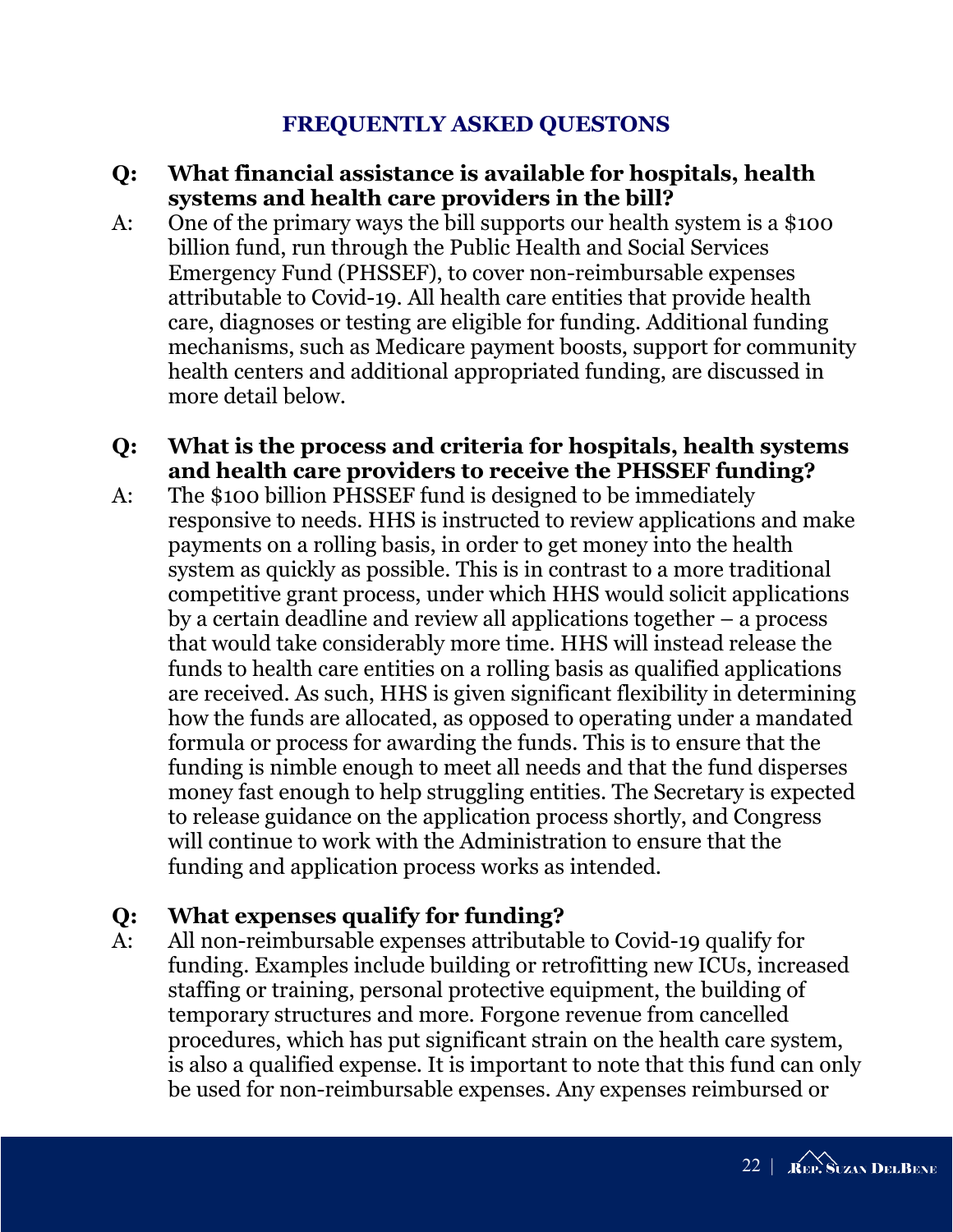## FREQUENTLY ASKED QUESTONS

**Q: What financial assistance is available for hospitals, health systems and health care providers in the bill?**

A: One of the primary ways the bill supports our health system is a $100 billion fund, run through the Public Health and Social Services Emergency Fund (PHSSEF), to cover non-reimbursable expenses attributable to Covid-19. All health care entities that provide health care, diagnoses or testing are eligible for funding. Additional funding mechanisms, such as Medicare payment boosts, support for community health centers and additional appropriated funding, are discussed in more detail below.

**Q: What is the process and criteria for hospitals, health systems and health care providers to receive the PHSSEF funding?**

A: The $100 billion PHSSEF fund is designed to be immediately responsive to needs. HHS is instructed to review applications and make payments on a rolling basis, in order to get money into the health system as quickly as possible. This is in contrast to a more traditional competitive grant process, under which HHS would solicit applications by a certain deadline and review all applications together – a process that would take considerably more time. HHS will instead release the funds to health care entities on a rolling basis as qualified applications are received. As such, HHS is given significant flexibility in determining how the funds are allocated, as opposed to operating under a mandated formula or process for awarding the funds. This is to ensure that the funding is nimble enough to meet all needs and that the fund disperses money fast enough to help struggling entities. The Secretary is expected to release guidance on the application process shortly, and Congress will continue to work with the Administration to ensure that the funding and application process works as intended.

**Q: What expenses qualify for funding?**

A: All non-reimbursable expenses attributable to Covid-19 qualify for funding. Examples include building or retrofitting new ICUs, increased staffing or training, personal protective equipment, the building of temporary structures and more. Forgone revenue from cancelled procedures, which has put significant strain on the health care system, is also a qualified expense. It is important to note that this fund can only be used for non-reimbursable expenses. Any expenses reimbursed or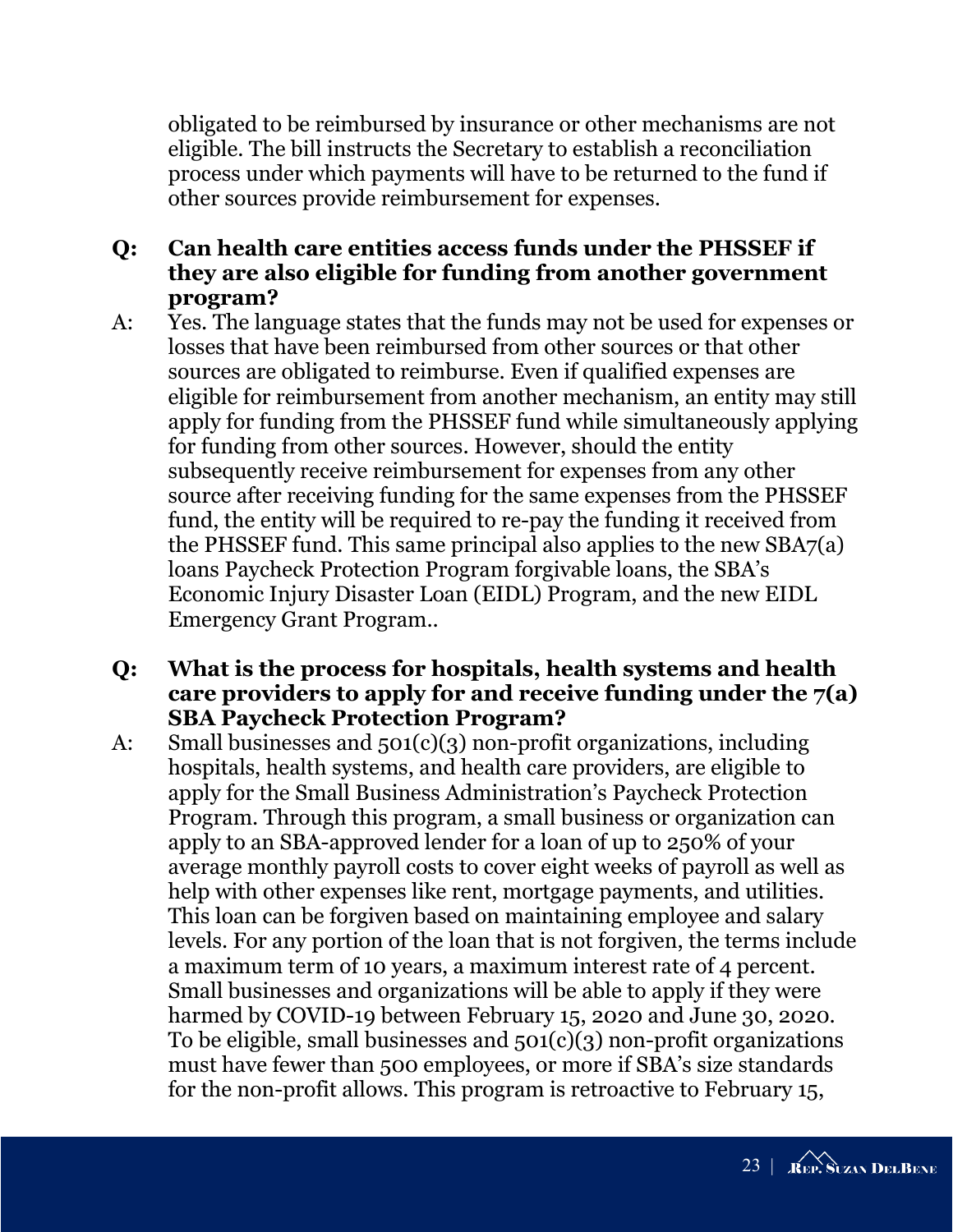obligated to be reimbursed by insurance or other mechanisms are not eligible. The bill instructs the Secretary to establish a reconciliation process under which payments will have to be returned to the fund if other sources provide reimbursement for expenses.

**Q: Can health care entities access funds under the PHSSEF if they are also eligible for funding from another government program?**

A: Yes. The language states that the funds may not be used for expenses or losses that have been reimbursed from other sources or that other sources are obligated to reimburse. Even if qualified expenses are eligible for reimbursement from another mechanism, an entity may still apply for funding from the PHSSEF fund while simultaneously applying for funding from other sources. However, should the entity subsequently receive reimbursement for expenses from any other source after receiving funding for the same expenses from the PHSSEF fund, the entity will be required to re-pay the funding it received from the PHSSEF fund. This same principal also applies to the new SBA7(a) loans Paycheck Protection Program forgivable loans, the SBA's Economic Injury Disaster Loan (EIDL) Program, and the new EIDL Emergency Grant Program..

**Q: What is the process for hospitals, health systems and health care providers to apply for and receive funding under the 7(a) SBA Paycheck Protection Program?**

A: Small businesses and 501(c)(3) non-profit organizations, including hospitals, health systems, and health care providers, are eligible to apply for the Small Business Administration's Paycheck Protection Program. Through this program, a small business or organization can apply to an SBA-approved lender for a loan of up to 250% of your average monthly payroll costs to cover eight weeks of payroll as well as help with other expenses like rent, mortgage payments, and utilities. This loan can be forgiven based on maintaining employee and salary levels. For any portion of the loan that is not forgiven, the terms include a maximum term of 10 years, a maximum interest rate of 4 percent. Small businesses and organizations will be able to apply if they were harmed by COVID-19 between February 15, 2020 and June 30, 2020. To be eligible, small businesses and 501(c)(3) non-profit organizations must have fewer than 500 employees, or more if SBA's size standards for the non-profit allows. This program is retroactive to February 15,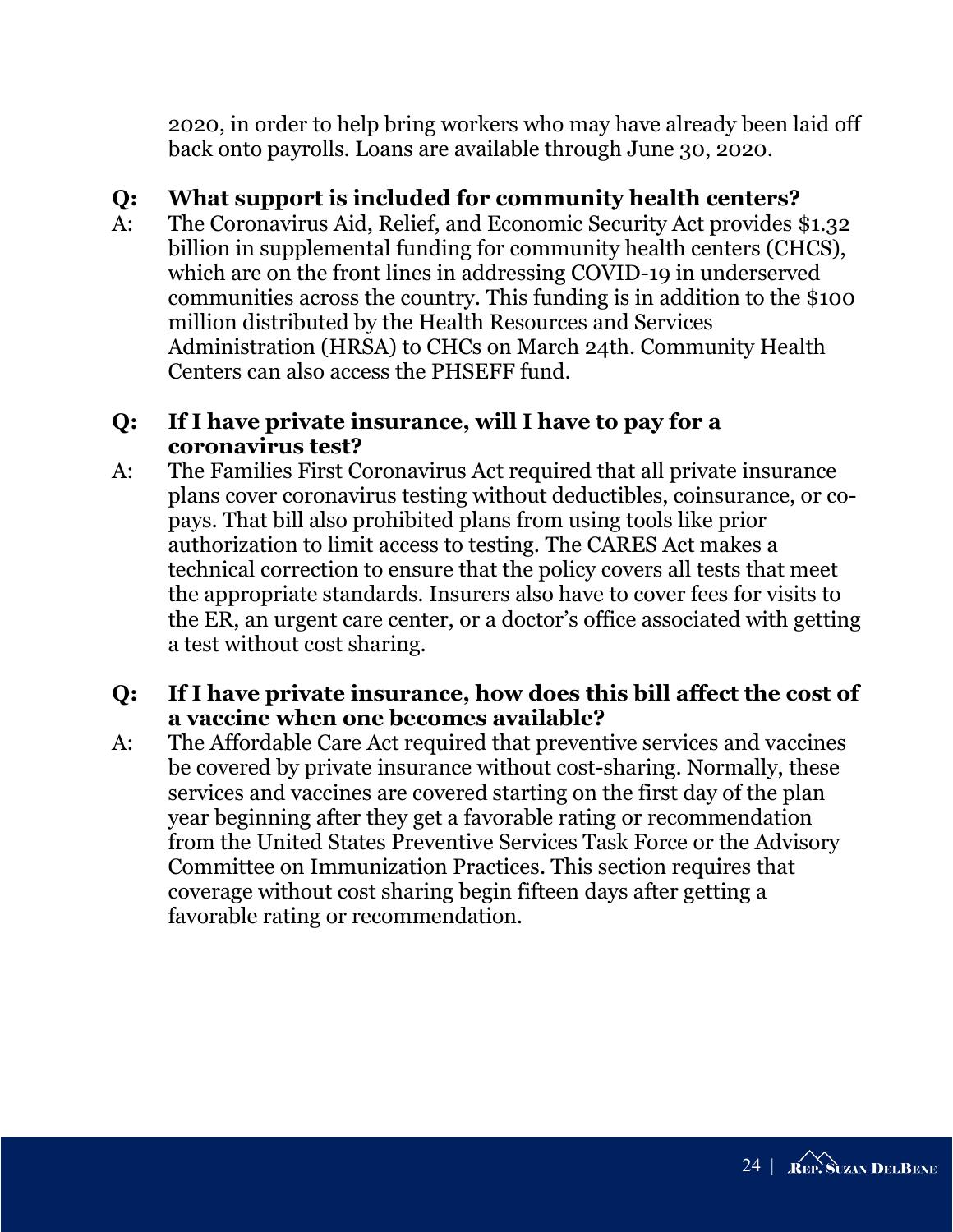2020, in order to help bring workers who may have already been laid off back onto payrolls. Loans are available through June 30, 2020.

**Q: What support is included for community health centers?**

A: The Coronavirus Aid, Relief, and Economic Security Act provides $1.32 billion in supplemental funding for community health centers (CHCS), which are on the front lines in addressing COVID-19 in underserved communities across the country. This funding is in addition to the $100 million distributed by the Health Resources and Services Administration (HRSA) to CHCs on March 24th. Community Health Centers can also access the PHSEFF fund.

**Q: If I have private insurance, will I have to pay for a coronavirus test?**

A: The Families First Coronavirus Act required that all private insurance plans cover coronavirus testing without deductibles, coinsurance, or co-pays. That bill also prohibited plans from using tools like prior authorization to limit access to testing. The CARES Act makes a technical correction to ensure that the policy covers all tests that meet the appropriate standards. Insurers also have to cover fees for visits to the ER, an urgent care center, or a doctor's office associated with getting a test without cost sharing.

**Q: If I have private insurance, how does this bill affect the cost of a vaccine when one becomes available?**

A: The Affordable Care Act required that preventive services and vaccines be covered by private insurance without cost-sharing. Normally, these services and vaccines are covered starting on the first day of the plan year beginning after they get a favorable rating or recommendation from the United States Preventive Services Task Force or the Advisory Committee on Immunization Practices. This section requires that coverage without cost sharing begin fifteen days after getting a favorable rating or recommendation.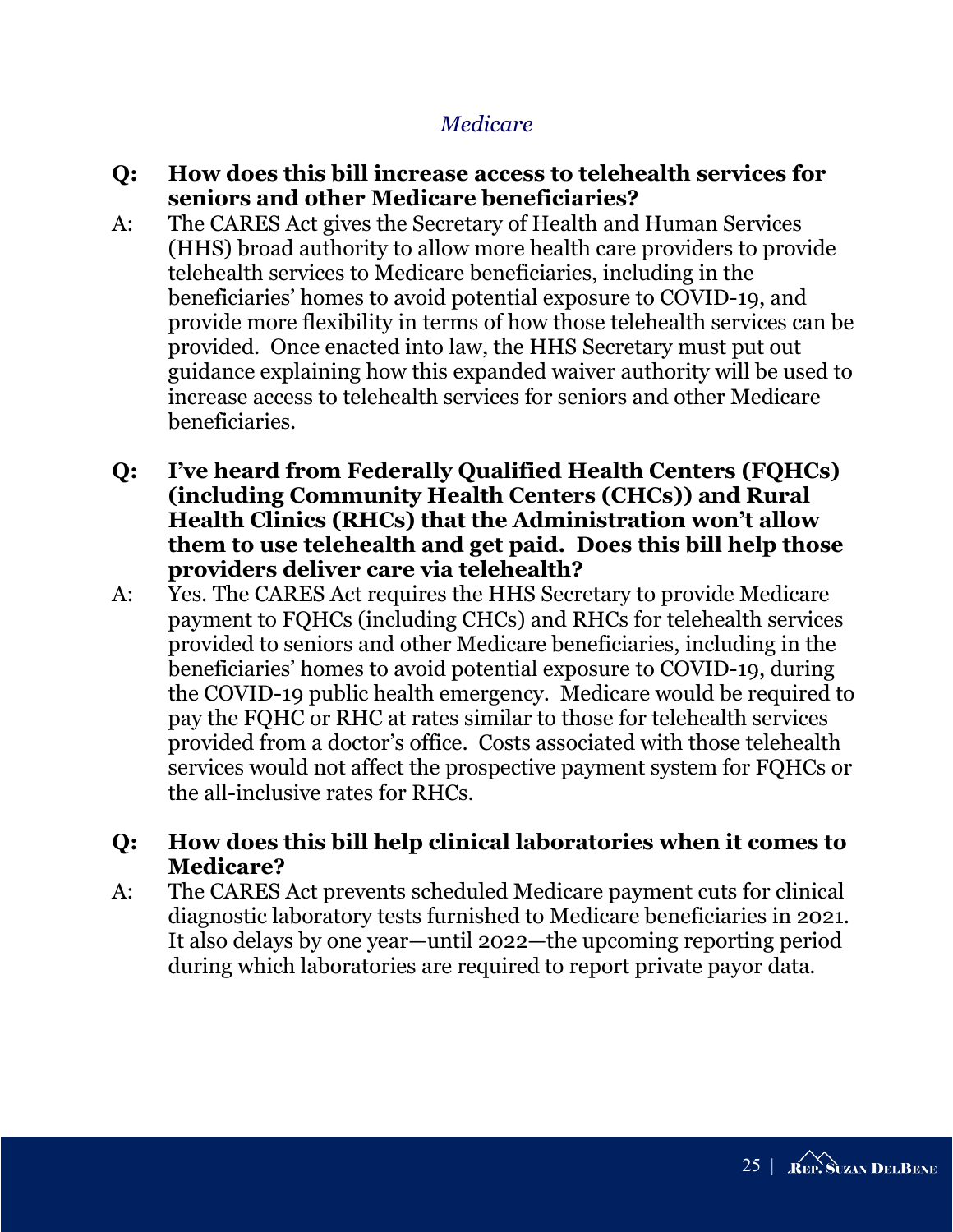## *Medicare*

**Q: How does this bill increase access to telehealth services for seniors and other Medicare beneficiaries?**

A: The CARES Act gives the Secretary of Health and Human Services (HHS) broad authority to allow more health care providers to provide telehealth services to Medicare beneficiaries, including in the beneficiaries' homes to avoid potential exposure to COVID-19, and provide more flexibility in terms of how those telehealth services can be provided. Once enacted into law, the HHS Secretary must put out guidance explaining how this expanded waiver authority will be used to increase access to telehealth services for seniors and other Medicare beneficiaries.

**Q: I've heard from Federally Qualified Health Centers (FQHCs) (including Community Health Centers (CHCs)) and Rural Health Clinics (RHCs) that the Administration won't allow them to use telehealth and get paid. Does this bill help those providers deliver care via telehealth?**

A: Yes. The CARES Act requires the HHS Secretary to provide Medicare payment to FQHCs (including CHCs) and RHCs for telehealth services provided to seniors and other Medicare beneficiaries, including in the beneficiaries' homes to avoid potential exposure to COVID-19, during the COVID-19 public health emergency. Medicare would be required to pay the FQHC or RHC at rates similar to those for telehealth services provided from a doctor's office. Costs associated with those telehealth services would not affect the prospective payment system for FQHCs or the all-inclusive rates for RHCs.

**Q: How does this bill help clinical laboratories when it comes to Medicare?**

A: The CARES Act prevents scheduled Medicare payment cuts for clinical diagnostic laboratory tests furnished to Medicare beneficiaries in 2021. It also delays by one year—until 2022—the upcoming reporting period during which laboratories are required to report private payor data.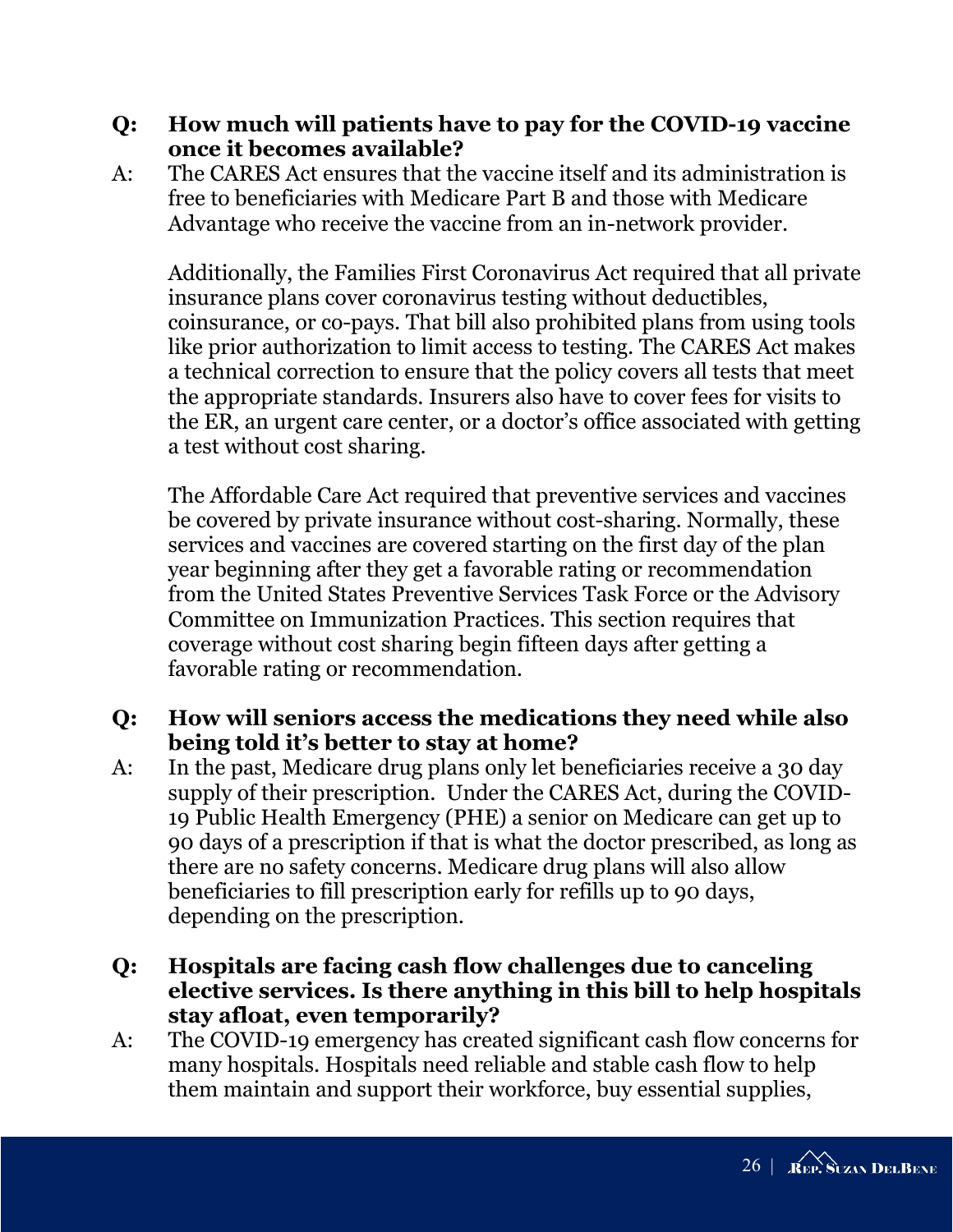**Q: How much will patients have to pay for the COVID-19 vaccine once it becomes available?**

A: The CARES Act ensures that the vaccine itself and its administration is free to beneficiaries with Medicare Part B and those with Medicare Advantage who receive the vaccine from an in-network provider.

Additionally, the Families First Coronavirus Act required that all private insurance plans cover coronavirus testing without deductibles, coinsurance, or co-pays. That bill also prohibited plans from using tools like prior authorization to limit access to testing. The CARES Act makes a technical correction to ensure that the policy covers all tests that meet the appropriate standards. Insurers also have to cover fees for visits to the ER, an urgent care center, or a doctor's office associated with getting a test without cost sharing.

The Affordable Care Act required that preventive services and vaccines be covered by private insurance without cost-sharing. Normally, these services and vaccines are covered starting on the first day of the plan year beginning after they get a favorable rating or recommendation from the United States Preventive Services Task Force or the Advisory Committee on Immunization Practices. This section requires that coverage without cost sharing begin fifteen days after getting a favorable rating or recommendation.

**Q: How will seniors access the medications they need while also being told it's better to stay at home?**

A: In the past, Medicare drug plans only let beneficiaries receive a 30 day supply of their prescription. Under the CARES Act, during the COVID-19 Public Health Emergency (PHE) a senior on Medicare can get up to 90 days of a prescription if that is what the doctor prescribed, as long as there are no safety concerns. Medicare drug plans will also allow beneficiaries to fill prescription early for refills up to 90 days, depending on the prescription.

**Q: Hospitals are facing cash flow challenges due to canceling elective services. Is there anything in this bill to help hospitals stay afloat, even temporarily?**

A: The COVID-19 emergency has created significant cash flow concerns for many hospitals. Hospitals need reliable and stable cash flow to help them maintain and support their workforce, buy essential supplies,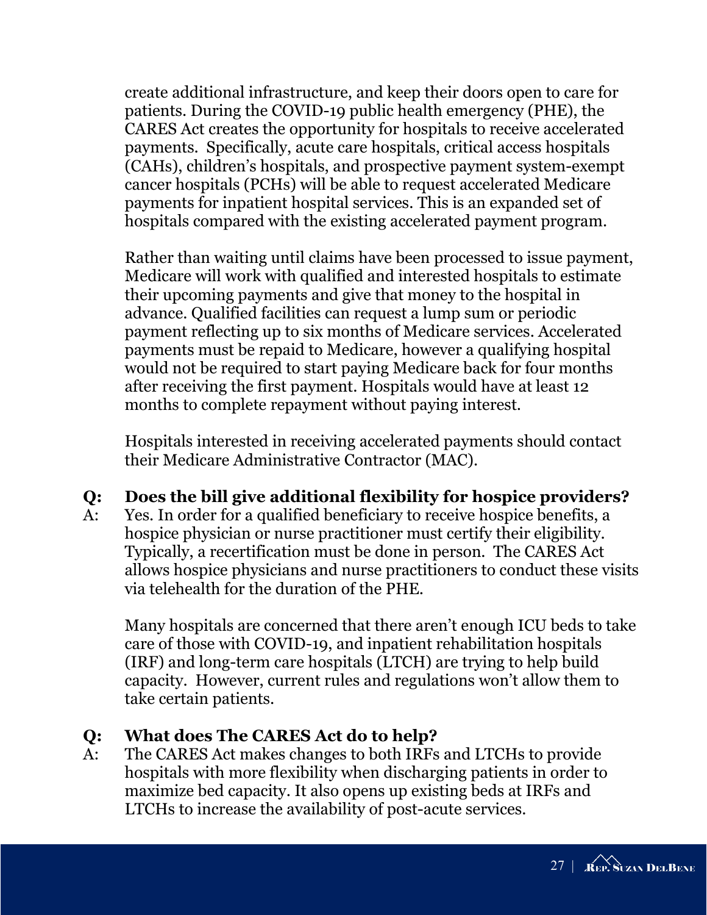create additional infrastructure, and keep their doors open to care for patients. During the COVID-19 public health emergency (PHE), the CARES Act creates the opportunity for hospitals to receive accelerated payments. Specifically, acute care hospitals, critical access hospitals (CAHs), children's hospitals, and prospective payment system-exempt cancer hospitals (PCHs) will be able to request accelerated Medicare payments for inpatient hospital services. This is an expanded set of hospitals compared with the existing accelerated payment program.

Rather than waiting until claims have been processed to issue payment, Medicare will work with qualified and interested hospitals to estimate their upcoming payments and give that money to the hospital in advance. Qualified facilities can request a lump sum or periodic payment reflecting up to six months of Medicare services. Accelerated payments must be repaid to Medicare, however a qualifying hospital would not be required to start paying Medicare back for four months after receiving the first payment. Hospitals would have at least 12 months to complete repayment without paying interest.

Hospitals interested in receiving accelerated payments should contact their Medicare Administrative Contractor (MAC).

**Q: Does the bill give additional flexibility for hospice providers?**

A: Yes. In order for a qualified beneficiary to receive hospice benefits, a hospice physician or nurse practitioner must certify their eligibility. Typically, a recertification must be done in person. The CARES Act allows hospice physicians and nurse practitioners to conduct these visits via telehealth for the duration of the PHE.

Many hospitals are concerned that there aren't enough ICU beds to take care of those with COVID-19, and inpatient rehabilitation hospitals (IRF) and long-term care hospitals (LTCH) are trying to help build capacity. However, current rules and regulations won't allow them to take certain patients.

**Q: What does The CARES Act do to help?**

A: The CARES Act makes changes to both IRFs and LTCHs to provide hospitals with more flexibility when discharging patients in order to maximize bed capacity. It also opens up existing beds at IRFs and LTCHs to increase the availability of post-acute services.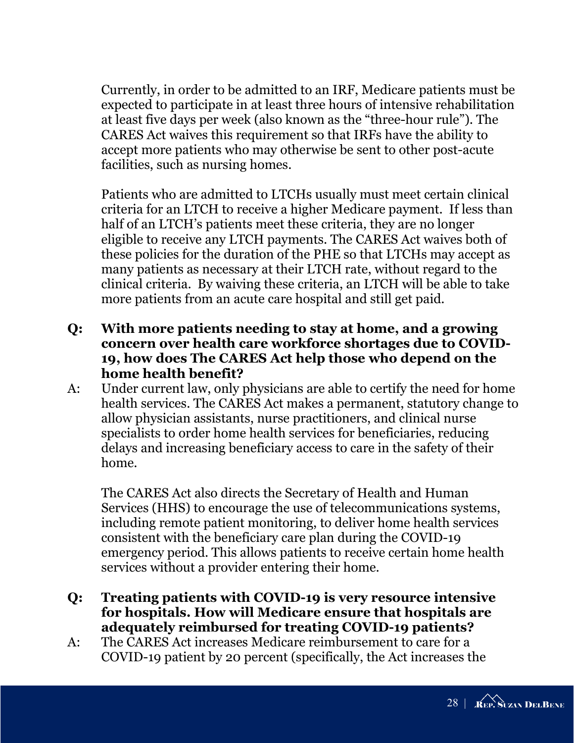Currently, in order to be admitted to an IRF, Medicare patients must be expected to participate in at least three hours of intensive rehabilitation at least five days per week (also known as the "three-hour rule"). The CARES Act waives this requirement so that IRFs have the ability to accept more patients who may otherwise be sent to other post-acute facilities, such as nursing homes.

Patients who are admitted to LTCHs usually must meet certain clinical criteria for an LTCH to receive a higher Medicare payment. If less than half of an LTCH's patients meet these criteria, they are no longer eligible to receive any LTCH payments. The CARES Act waives both of these policies for the duration of the PHE so that LTCHs may accept as many patients as necessary at their LTCH rate, without regard to the clinical criteria. By waiving these criteria, an LTCH will be able to take more patients from an acute care hospital and still get paid.

**Q: With more patients needing to stay at home, and a growing concern over health care workforce shortages due to COVID-19, how does The CARES Act help those who depend on the home health benefit?**

A: Under current law, only physicians are able to certify the need for home health services. The CARES Act makes a permanent, statutory change to allow physician assistants, nurse practitioners, and clinical nurse specialists to order home health services for beneficiaries, reducing delays and increasing beneficiary access to care in the safety of their home.

The CARES Act also directs the Secretary of Health and Human Services (HHS) to encourage the use of telecommunications systems, including remote patient monitoring, to deliver home health services consistent with the beneficiary care plan during the COVID-19 emergency period. This allows patients to receive certain home health services without a provider entering their home.

**Q: Treating patients with COVID-19 is very resource intensive for hospitals. How will Medicare ensure that hospitals are adequately reimbursed for treating COVID-19 patients?**

A: The CARES Act increases Medicare reimbursement to care for a COVID-19 patient by 20 percent (specifically, the Act increases the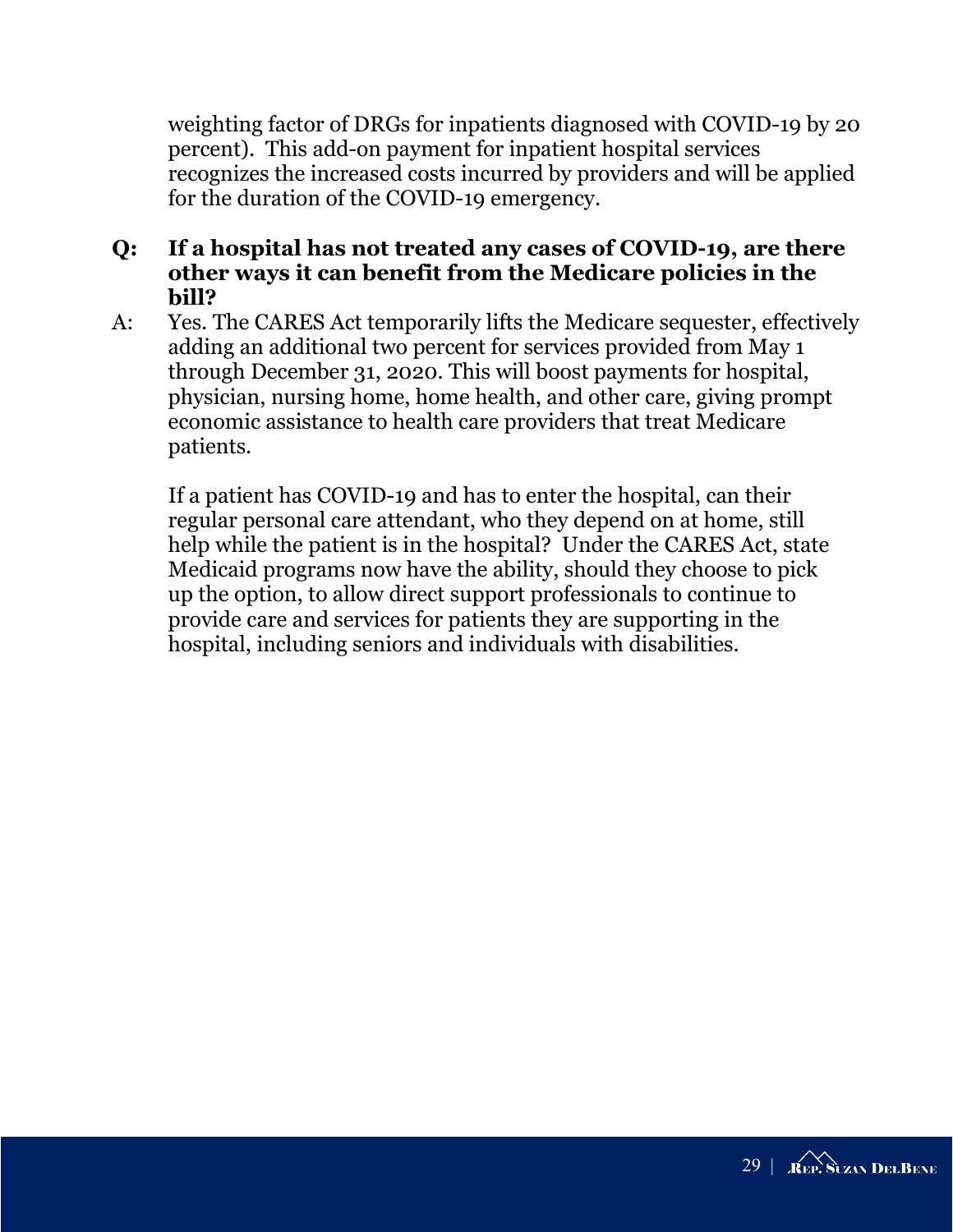weighting factor of DRGs for inpatients diagnosed with COVID-19 by 20 percent). This add-on payment for inpatient hospital services recognizes the increased costs incurred by providers and will be applied for the duration of the COVID-19 emergency.

**Q: If a hospital has not treated any cases of COVID-19, are there other ways it can benefit from the Medicare policies in the bill?**

A: Yes. The CARES Act temporarily lifts the Medicare sequester, effectively adding an additional two percent for services provided from May 1 through December 31, 2020. This will boost payments for hospital, physician, nursing home, home health, and other care, giving prompt economic assistance to health care providers that treat Medicare patients.

If a patient has COVID-19 and has to enter the hospital, can their regular personal care attendant, who they depend on at home, still help while the patient is in the hospital? Under the CARES Act, state Medicaid programs now have the ability, should they choose to pick up the option, to allow direct support professionals to continue to provide care and services for patients they are supporting in the hospital, including seniors and individuals with disabilities.